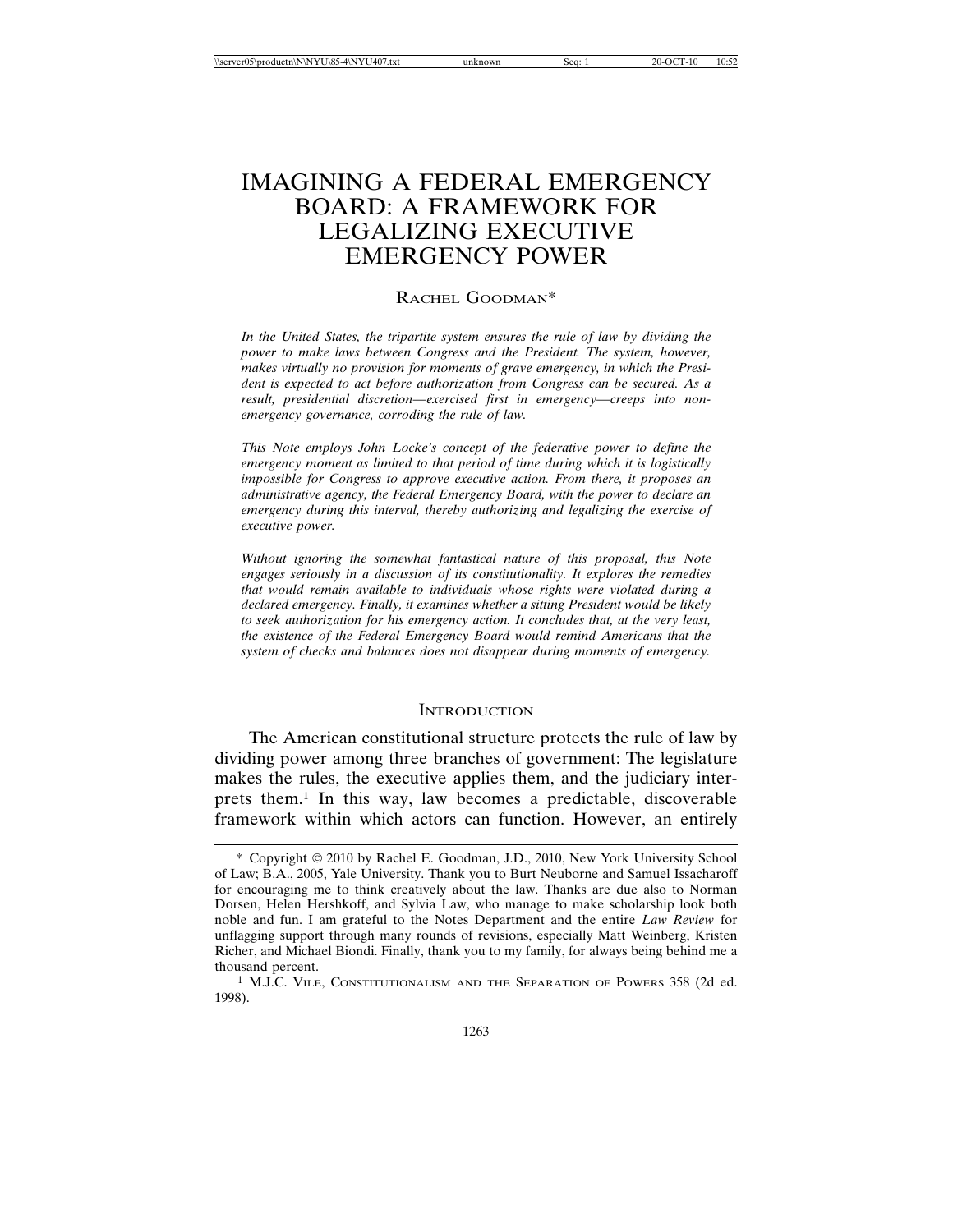# IMAGINING A FEDERAL EMERGENCY BOARD: A FRAMEWORK FOR LEGALIZING EXECUTIVE EMERGENCY POWER

RACHEL GOODMAN*

*In the United States, the tripartite system ensures the rule of law by dividing the power to make laws between Congress and the President. The system, however, makes virtually no provision for moments of grave emergency, in which the President is expected to act before authorization from Congress can be secured. As a result, presidential discretion—exercised first in emergency—creeps into non-emergency governance, corroding the rule of law.*

*This Note employs John Locke's concept of the federative power to define the emergency moment as limited to that period of time during which it is logistically impossible for Congress to approve executive action. From there, it proposes an administrative agency, the Federal Emergency Board, with the power to declare an emergency during this interval, thereby authorizing and legalizing the exercise of executive power.*

*Without ignoring the somewhat fantastical nature of this proposal, this Note engages seriously in a discussion of its constitutionality. It explores the remedies that would remain available to individuals whose rights were violated during a declared emergency. Finally, it examines whether a sitting President would be likely to seek authorization for his emergency action. It concludes that, at the very least, the existence of the Federal Emergency Board would remind Americans that the system of checks and balances does not disappear during moments of emergency.*

## INTRODUCTION

The American constitutional structure protects the rule of law by dividing power among three branches of government: The legislature makes the rules, the executive applies them, and the judiciary interprets them.[1] In this way, law becomes a predictable, discoverable framework within which actors can function. However, an entirely

---

\* Copyright © 2010 by Rachel E. Goodman, J.D., 2010, New York University School of Law; B.A., 2005, Yale University. Thank you to Burt Neuborne and Samuel Issacharoff for encouraging me to think creatively about the law. Thanks are due also to Norman Dorsen, Helen Hershkoff, and Sylvia Law, who manage to make scholarship look both noble and fun. I am grateful to the Notes Department and the entire *Law Review* for unflagging support through many rounds of revisions, especially Matt Weinberg, Kristen Richer, and Michael Biondi. Finally, thank you to my family, for always being behind me a thousand percent.

[1] M.J.C. VILE, CONSTITUTIONALISM AND THE SEPARATION OF POWERS 358 (2d ed. 1998).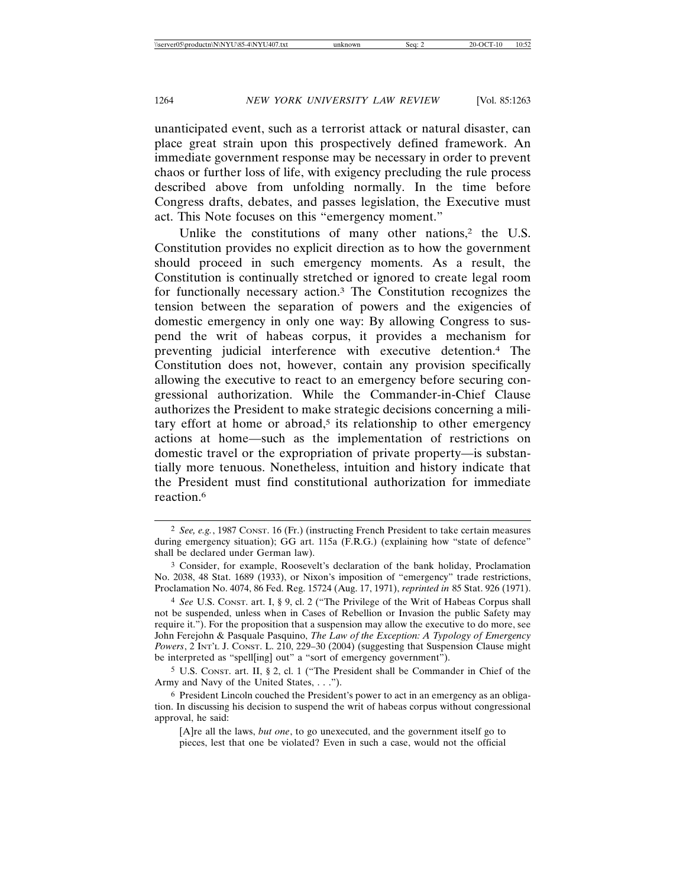unanticipated event, such as a terrorist attack or natural disaster, can place great strain upon this prospectively defined framework. An immediate government response may be necessary in order to prevent chaos or further loss of life, with exigency precluding the rule process described above from unfolding normally. In the time before Congress drafts, debates, and passes legislation, the Executive must act. This Note focuses on this "emergency moment."

Unlike the constitutions of many other nations,[2] the U.S. Constitution provides no explicit direction as to how the government should proceed in such emergency moments. As a result, the Constitution is continually stretched or ignored to create legal room for functionally necessary action.[3] The Constitution recognizes the tension between the separation of powers and the exigencies of domestic emergency in only one way: By allowing Congress to suspend the writ of habeas corpus, it provides a mechanism for preventing judicial interference with executive detention.[4] The Constitution does not, however, contain any provision specifically allowing the executive to react to an emergency before securing congressional authorization. While the Commander-in-Chief Clause authorizes the President to make strategic decisions concerning a military effort at home or abroad,[5] its relationship to other emergency actions at home—such as the implementation of restrictions on domestic travel or the expropriation of private property—is substantially more tenuous. Nonetheless, intuition and history indicate that the President must find constitutional authorization for immediate reaction.[6]

---

[2] *See, e.g.*, 1987 CONST. 16 (Fr.) (instructing French President to take certain measures during emergency situation); GG art. 115a (F.R.G.) (explaining how "state of defence" shall be declared under German law).

[3] Consider, for example, Roosevelt's declaration of the bank holiday, Proclamation No. 2038, 48 Stat. 1689 (1933), or Nixon's imposition of "emergency" trade restrictions, Proclamation No. 4074, 86 Fed. Reg. 15724 (Aug. 17, 1971), *reprinted in* 85 Stat. 926 (1971).

[4] *See* U.S. CONST. art. I, § 9, cl. 2 ("The Privilege of the Writ of Habeas Corpus shall not be suspended, unless when in Cases of Rebellion or Invasion the public Safety may require it."). For the proposition that a suspension may allow the executive to do more, see John Ferejohn & Pasquale Pasquino, *The Law of the Exception: A Typology of Emergency Powers*, 2 INT'L J. CONST. L. 210, 229–30 (2004) (suggesting that Suspension Clause might be interpreted as "spell[ing] out" a "sort of emergency government").

[5] U.S. CONST. art. II, § 2, cl. 1 ("The President shall be Commander in Chief of the Army and Navy of the United States, . . .").

[6] President Lincoln couched the President's power to act in an emergency as an obligation. In discussing his decision to suspend the writ of habeas corpus without congressional approval, he said:

> [A]re all the laws, *but one*, to go unexecuted, and the government itself go to pieces, lest that one be violated? Even in such a case, would not the official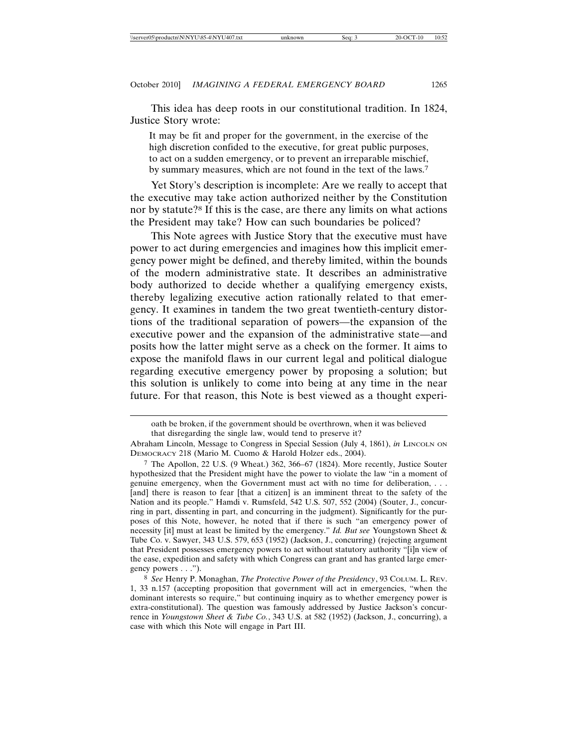This idea has deep roots in our constitutional tradition. In 1824, Justice Story wrote:

> It may be fit and proper for the government, in the exercise of the high discretion confided to the executive, for great public purposes, to act on a sudden emergency, or to prevent an irreparable mischief, by summary measures, which are not found in the text of the laws.[7]

Yet Story's description is incomplete: Are we really to accept that the executive may take action authorized neither by the Constitution nor by statute?[8] If this is the case, are there any limits on what actions the President may take? How can such boundaries be policed?

This Note agrees with Justice Story that the executive must have power to act during emergencies and imagines how this implicit emergency power might be defined, and thereby limited, within the bounds of the modern administrative state. It describes an administrative body authorized to decide whether a qualifying emergency exists, thereby legalizing executive action rationally related to that emergency. It examines in tandem the two great twentieth-century distortions of the traditional separation of powers—the expansion of the executive power and the expansion of the administrative state—and posits how the latter might serve as a check on the former. It aims to expose the manifold flaws in our current legal and political dialogue regarding executive emergency power by proposing a solution; but this solution is unlikely to come into being at any time in the near future. For that reason, this Note is best viewed as a thought experi-

---

> oath be broken, if the government should be overthrown, when it was believed that disregarding the single law, would tend to preserve it?

Abraham Lincoln, Message to Congress in Special Session (July 4, 1861), *in* LINCOLN ON DEMOCRACY 218 (Mario M. Cuomo & Harold Holzer eds., 2004).

[7] The Apollon, 22 U.S. (9 Wheat.) 362, 366–67 (1824). More recently, Justice Souter hypothesized that the President might have the power to violate the law "in a moment of genuine emergency, when the Government must act with no time for deliberation, . . . [and] there is reason to fear [that a citizen] is an imminent threat to the safety of the Nation and its people." Hamdi v. Rumsfeld, 542 U.S. 507, 552 (2004) (Souter, J., concurring in part, dissenting in part, and concurring in the judgment). Significantly for the purposes of this Note, however, he noted that if there is such "an emergency power of necessity [it] must at least be limited by the emergency." *Id. But see* Youngstown Sheet & Tube Co. v. Sawyer, 343 U.S. 579, 653 (1952) (Jackson, J., concurring) (rejecting argument that President possesses emergency powers to act without statutory authority "[i]n view of the ease, expedition and safety with which Congress can grant and has granted large emergency powers . . .").

[8] *See* Henry P. Monaghan, *The Protective Power of the Presidency*, 93 COLUM. L. REV. 1, 33 n.157 (accepting proposition that government will act in emergencies, "when the dominant interests so require," but continuing inquiry as to whether emergency power is extra-constitutional). The question was famously addressed by Justice Jackson's concurrence in *Youngstown Sheet & Tube Co.*, 343 U.S. at 582 (1952) (Jackson, J., concurring), a case with which this Note will engage in Part III.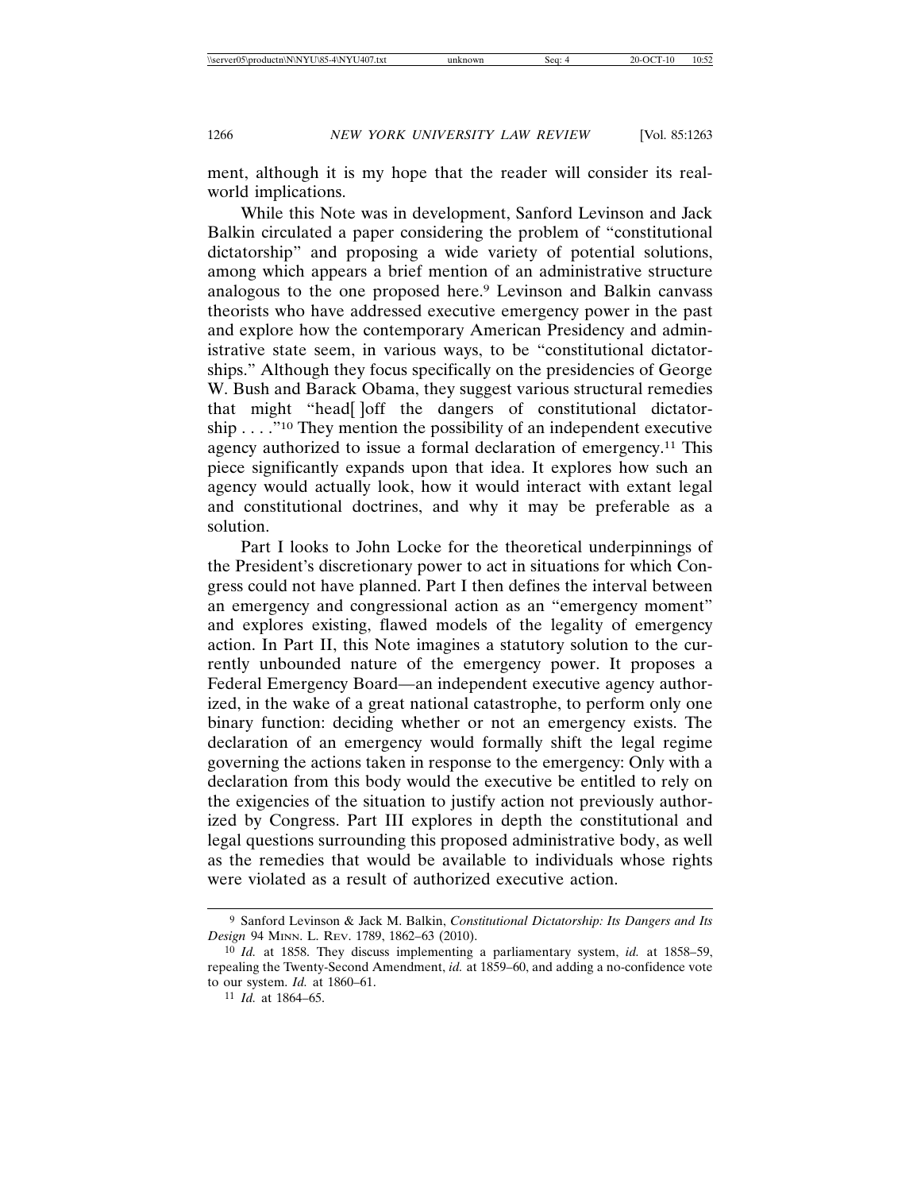ment, although it is my hope that the reader will consider its real-world implications.

While this Note was in development, Sanford Levinson and Jack Balkin circulated a paper considering the problem of "constitutional dictatorship" and proposing a wide variety of potential solutions, among which appears a brief mention of an administrative structure analogous to the one proposed here.[9] Levinson and Balkin canvass theorists who have addressed executive emergency power in the past and explore how the contemporary American Presidency and administrative state seem, in various ways, to be "constitutional dictatorships." Although they focus specifically on the presidencies of George W. Bush and Barack Obama, they suggest various structural remedies that might "head[ ]off the dangers of constitutional dictatorship . . . ."[10] They mention the possibility of an independent executive agency authorized to issue a formal declaration of emergency.[11] This piece significantly expands upon that idea. It explores how such an agency would actually look, how it would interact with extant legal and constitutional doctrines, and why it may be preferable as a solution.

Part I looks to John Locke for the theoretical underpinnings of the President's discretionary power to act in situations for which Congress could not have planned. Part I then defines the interval between an emergency and congressional action as an "emergency moment" and explores existing, flawed models of the legality of emergency action. In Part II, this Note imagines a statutory solution to the currently unbounded nature of the emergency power. It proposes a Federal Emergency Board—an independent executive agency authorized, in the wake of a great national catastrophe, to perform only one binary function: deciding whether or not an emergency exists. The declaration of an emergency would formally shift the legal regime governing the actions taken in response to the emergency: Only with a declaration from this body would the executive be entitled to rely on the exigencies of the situation to justify action not previously authorized by Congress. Part III explores in depth the constitutional and legal questions surrounding this proposed administrative body, as well as the remedies that would be available to individuals whose rights were violated as a result of authorized executive action.

---

[9] Sanford Levinson & Jack M. Balkin, *Constitutional Dictatorship: Its Dangers and Its Design* 94 MINN. L. REV. 1789, 1862–63 (2010).

[10] *Id.* at 1858. They discuss implementing a parliamentary system, *id.* at 1858–59, repealing the Twenty-Second Amendment, *id.* at 1859–60, and adding a no-confidence vote to our system. *Id.* at 1860–61.

[11] *Id.* at 1864–65.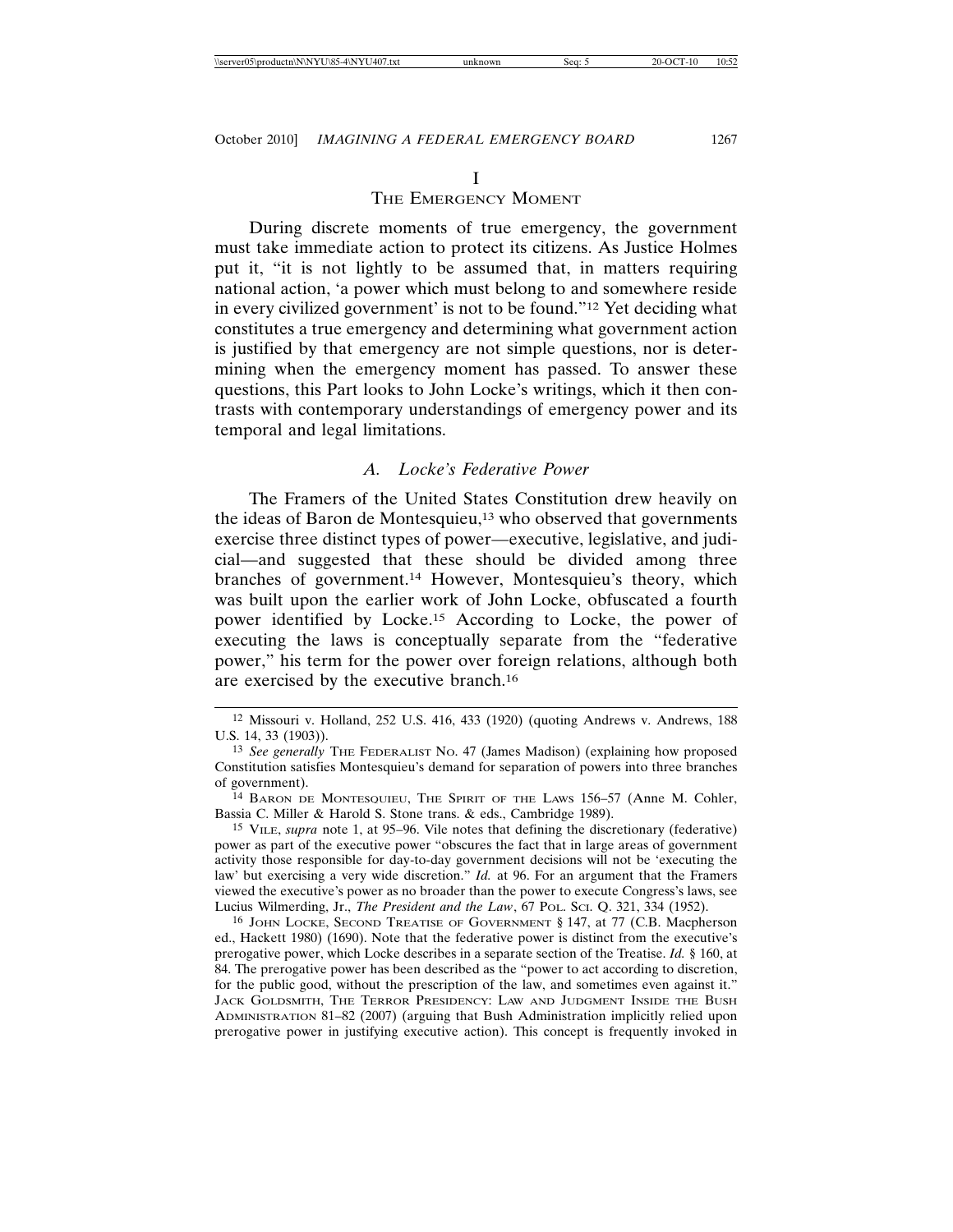# I

# The Emergency Moment

During discrete moments of true emergency, the government must take immediate action to protect its citizens. As Justice Holmes put it, "it is not lightly to be assumed that, in matters requiring national action, 'a power which must belong to and somewhere reside in every civilized government' is not to be found."[12] Yet deciding what constitutes a true emergency and determining what government action is justified by that emergency are not simple questions, nor is determining when the emergency moment has passed. To answer these questions, this Part looks to John Locke's writings, which it then contrasts with contemporary understandings of emergency power and its temporal and legal limitations.

## *A. Locke's Federative Power*

The Framers of the United States Constitution drew heavily on the ideas of Baron de Montesquieu,[13] who observed that governments exercise three distinct types of power—executive, legislative, and judicial—and suggested that these should be divided among three branches of government.[14] However, Montesquieu's theory, which was built upon the earlier work of John Locke, obfuscated a fourth power identified by Locke.[15] According to Locke, the power of executing the laws is conceptually separate from the "federative power," his term for the power over foreign relations, although both are exercised by the executive branch.[16]

---

[12] Missouri v. Holland, 252 U.S. 416, 433 (1920) (quoting Andrews v. Andrews, 188 U.S. 14, 33 (1903)).

[13] *See generally* The Federalist No. 47 (James Madison) (explaining how proposed Constitution satisfies Montesquieu's demand for separation of powers into three branches of government).

[14] Baron de Montesquieu, The Spirit of the Laws 156–57 (Anne M. Cohler, Bassia C. Miller & Harold S. Stone trans. & eds., Cambridge 1989).

[15] Vile, *supra* note 1, at 95–96. Vile notes that defining the discretionary (federative) power as part of the executive power "obscures the fact that in large areas of government activity those responsible for day-to-day government decisions will not be 'executing the law' but exercising a very wide discretion." *Id.* at 96. For an argument that the Framers viewed the executive's power as no broader than the power to execute Congress's laws, see Lucius Wilmerding, Jr., *The President and the Law*, 67 Pol. Sci. Q. 321, 334 (1952).

[16] John Locke, Second Treatise of Government § 147, at 77 (C.B. Macpherson ed., Hackett 1980) (1690). Note that the federative power is distinct from the executive's prerogative power, which Locke describes in a separate section of the Treatise. *Id.* § 160, at 84. The prerogative power has been described as the "power to act according to discretion, for the public good, without the prescription of the law, and sometimes even against it." Jack Goldsmith, The Terror Presidency: Law and Judgment Inside the Bush Administration 81–82 (2007) (arguing that Bush Administration implicitly relied upon prerogative power in justifying executive action). This concept is frequently invoked in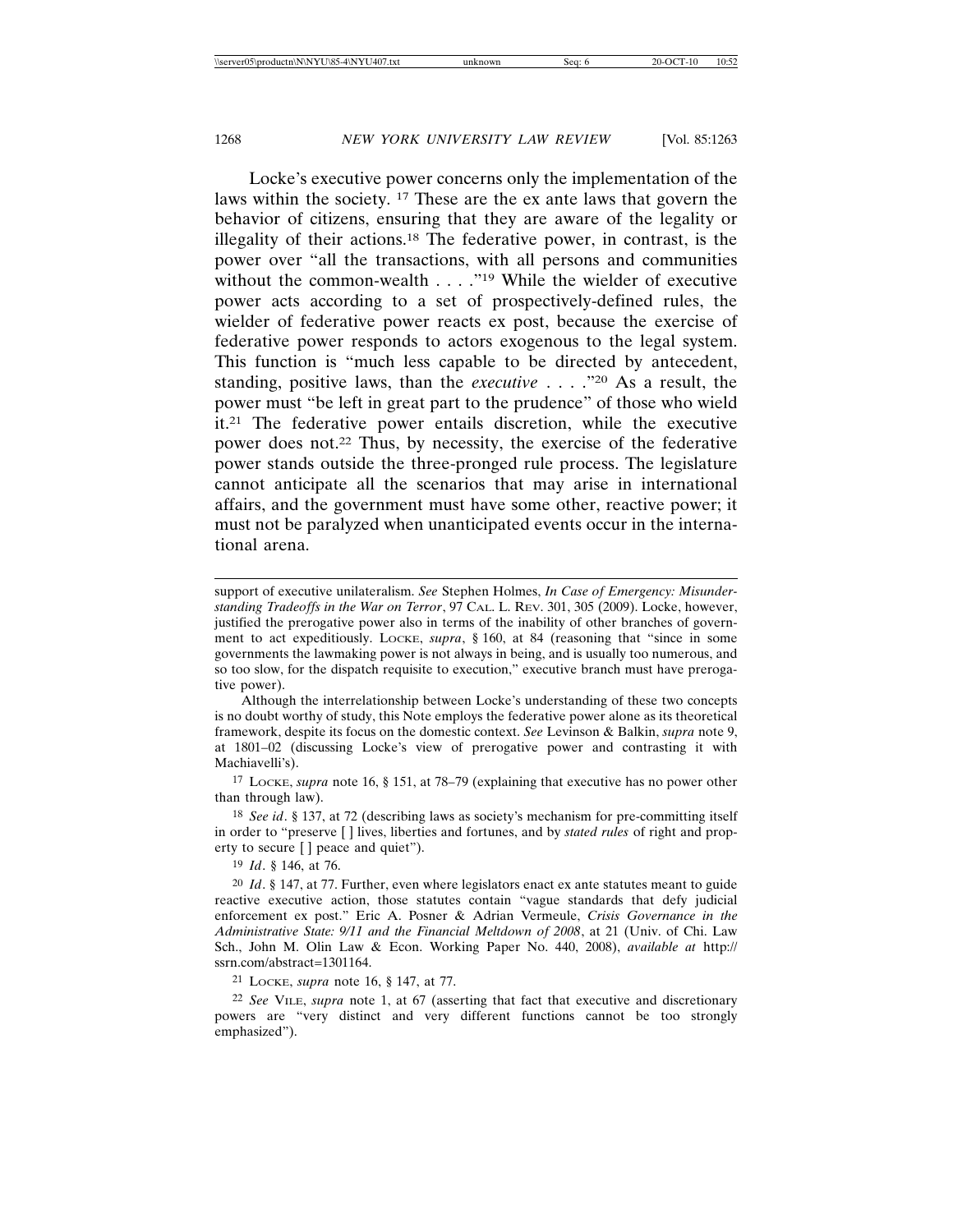Locke's executive power concerns only the implementation of the laws within the society. [17] These are the ex ante laws that govern the behavior of citizens, ensuring that they are aware of the legality or illegality of their actions.[18] The federative power, in contrast, is the power over "all the transactions, with all persons and communities without the common-wealth . . . ."[19] While the wielder of executive power acts according to a set of prospectively-defined rules, the wielder of federative power reacts ex post, because the exercise of federative power responds to actors exogenous to the legal system. This function is "much less capable to be directed by antecedent, standing, positive laws, than the *executive* . . . ."[20] As a result, the power must "be left in great part to the prudence" of those who wield it.[21] The federative power entails discretion, while the executive power does not.[22] Thus, by necessity, the exercise of the federative power stands outside the three-pronged rule process. The legislature cannot anticipate all the scenarios that may arise in international affairs, and the government must have some other, reactive power; it must not be paralyzed when unanticipated events occur in the international arena.

---

support of executive unilateralism. *See* Stephen Holmes, *In Case of Emergency: Misunderstanding Tradeoffs in the War on Terror*, 97 CAL. L. REV. 301, 305 (2009). Locke, however, justified the prerogative power also in terms of the inability of other branches of government to act expeditiously. LOCKE, *supra*, § 160, at 84 (reasoning that "since in some governments the lawmaking power is not always in being, and is usually too numerous, and so too slow, for the dispatch requisite to execution," executive branch must have prerogative power).

Although the interrelationship between Locke's understanding of these two concepts is no doubt worthy of study, this Note employs the federative power alone as its theoretical framework, despite its focus on the domestic context. *See* Levinson & Balkin, *supra* note 9, at 1801–02 (discussing Locke's view of prerogative power and contrasting it with Machiavelli's).

[17] LOCKE, *supra* note 16, § 151, at 78–79 (explaining that executive has no power other than through law).

[18] *See id*. § 137, at 72 (describing laws as society's mechanism for pre-committing itself in order to "preserve [ ] lives, liberties and fortunes, and by *stated rules* of right and property to secure [ ] peace and quiet").

[19] *Id*. § 146, at 76.

[20] *Id*. § 147, at 77. Further, even where legislators enact ex ante statutes meant to guide reactive executive action, those statutes contain "vague standards that defy judicial enforcement ex post." Eric A. Posner & Adrian Vermeule, *Crisis Governance in the Administrative State: 9/11 and the Financial Meltdown of 2008*, at 21 (Univ. of Chi. Law Sch., John M. Olin Law & Econ. Working Paper No. 440, 2008), *available at* http://ssrn.com/abstract=1301164.

[21] LOCKE, *supra* note 16, § 147, at 77.

[22] *See* VILE, *supra* note 1, at 67 (asserting that fact that executive and discretionary powers are "very distinct and very different functions cannot be too strongly emphasized").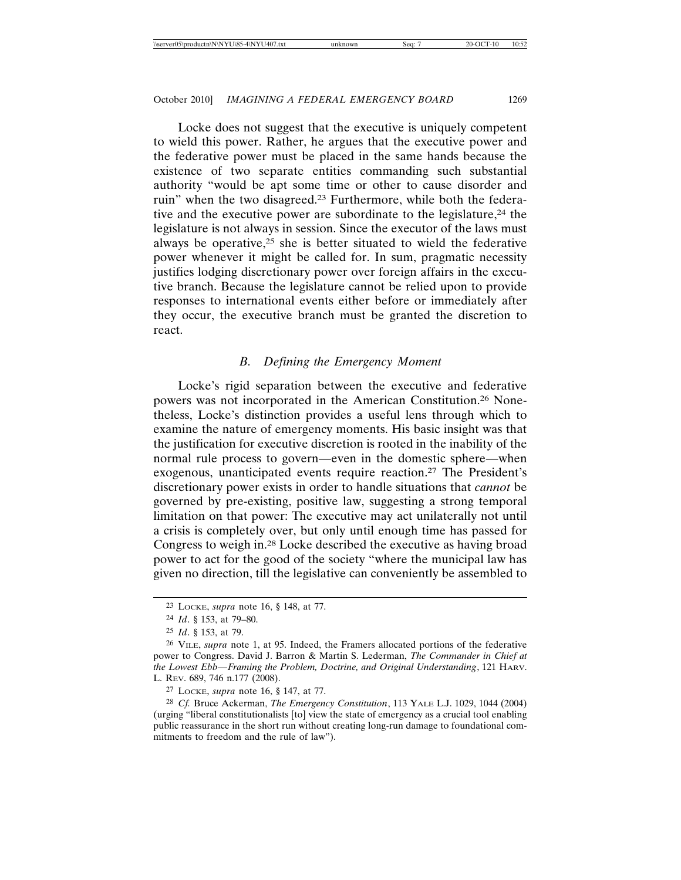Locke does not suggest that the executive is uniquely competent to wield this power. Rather, he argues that the executive power and the federative power must be placed in the same hands because the existence of two separate entities commanding such substantial authority "would be apt some time or other to cause disorder and ruin" when the two disagreed.[23] Furthermore, while both the federative and the executive power are subordinate to the legislature,[24] the legislature is not always in session. Since the executor of the laws must always be operative,[25] she is better situated to wield the federative power whenever it might be called for. In sum, pragmatic necessity justifies lodging discretionary power over foreign affairs in the executive branch. Because the legislature cannot be relied upon to provide responses to international events either before or immediately after they occur, the executive branch must be granted the discretion to react.

### *B. Defining the Emergency Moment*

Locke's rigid separation between the executive and federative powers was not incorporated in the American Constitution.[26] Nonetheless, Locke's distinction provides a useful lens through which to examine the nature of emergency moments. His basic insight was that the justification for executive discretion is rooted in the inability of the normal rule process to govern—even in the domestic sphere—when exogenous, unanticipated events require reaction.[27] The President's discretionary power exists in order to handle situations that *cannot* be governed by pre-existing, positive law, suggesting a strong temporal limitation on that power: The executive may act unilaterally not until a crisis is completely over, but only until enough time has passed for Congress to weigh in.[28] Locke described the executive as having broad power to act for the good of the society "where the municipal law has given no direction, till the legislative can conveniently be assembled to

---

[23] LOCKE, *supra* note 16, § 148, at 77.

[24] *Id*. § 153, at 79–80.

[25] *Id*. § 153, at 79.

[26] VILE, *supra* note 1, at 95. Indeed, the Framers allocated portions of the federative power to Congress. David J. Barron & Martin S. Lederman, *The Commander in Chief at the Lowest Ebb—Framing the Problem, Doctrine, and Original Understanding*, 121 HARV. L. REV. 689, 746 n.177 (2008).

[27] LOCKE, *supra* note 16, § 147, at 77.

[28] *Cf.* Bruce Ackerman, *The Emergency Constitution*, 113 YALE L.J. 1029, 1044 (2004) (urging "liberal constitutionalists [to] view the state of emergency as a crucial tool enabling public reassurance in the short run without creating long-run damage to foundational commitments to freedom and the rule of law").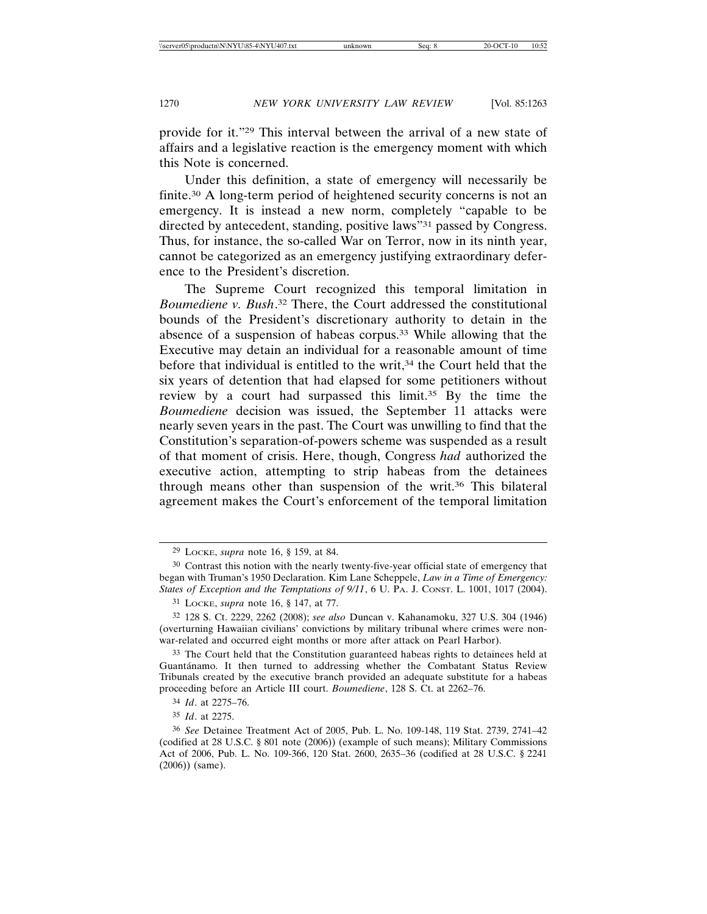provide for it."[29] This interval between the arrival of a new state of affairs and a legislative reaction is the emergency moment with which this Note is concerned.

Under this definition, a state of emergency will necessarily be finite.[30] A long-term period of heightened security concerns is not an emergency. It is instead a new norm, completely "capable to be directed by antecedent, standing, positive laws"[31] passed by Congress. Thus, for instance, the so-called War on Terror, now in its ninth year, cannot be categorized as an emergency justifying extraordinary deference to the President's discretion.

The Supreme Court recognized this temporal limitation in *Boumediene v. Bush*.[32] There, the Court addressed the constitutional bounds of the President's discretionary authority to detain in the absence of a suspension of habeas corpus.[33] While allowing that the Executive may detain an individual for a reasonable amount of time before that individual is entitled to the writ,[34] the Court held that the six years of detention that had elapsed for some petitioners without review by a court had surpassed this limit.[35] By the time the *Boumediene* decision was issued, the September 11 attacks were nearly seven years in the past. The Court was unwilling to find that the Constitution's separation-of-powers scheme was suspended as a result of that moment of crisis. Here, though, Congress *had* authorized the executive action, attempting to strip habeas from the detainees through means other than suspension of the writ.[36] This bilateral agreement makes the Court's enforcement of the temporal limitation

---

[29] LOCKE, *supra* note 16, § 159, at 84.

[30] Contrast this notion with the nearly twenty-five-year official state of emergency that began with Truman's 1950 Declaration. Kim Lane Scheppele, *Law in a Time of Emergency: States of Exception and the Temptations of 9/11*, 6 U. PA. J. CONST. L. 1001, 1017 (2004).

[31] LOCKE, *supra* note 16, § 147, at 77.

[32] 128 S. Ct. 2229, 2262 (2008); *see also* Duncan v. Kahanamoku, 327 U.S. 304 (1946) (overturning Hawaiian civilians' convictions by military tribunal where crimes were non-war-related and occurred eight months or more after attack on Pearl Harbor).

[33] The Court held that the Constitution guaranteed habeas rights to detainees held at Guantánamo. It then turned to addressing whether the Combatant Status Review Tribunals created by the executive branch provided an adequate substitute for a habeas proceeding before an Article III court. *Boumediene*, 128 S. Ct. at 2262–76.

[34] *Id.* at 2275–76.

[35] *Id.* at 2275.

[36] *See* Detainee Treatment Act of 2005, Pub. L. No. 109-148, 119 Stat. 2739, 2741–42 (codified at 28 U.S.C. § 801 note (2006)) (example of such means); Military Commissions Act of 2006, Pub. L. No. 109-366, 120 Stat. 2600, 2635–36 (codified at 28 U.S.C. § 2241 (2006)) (same).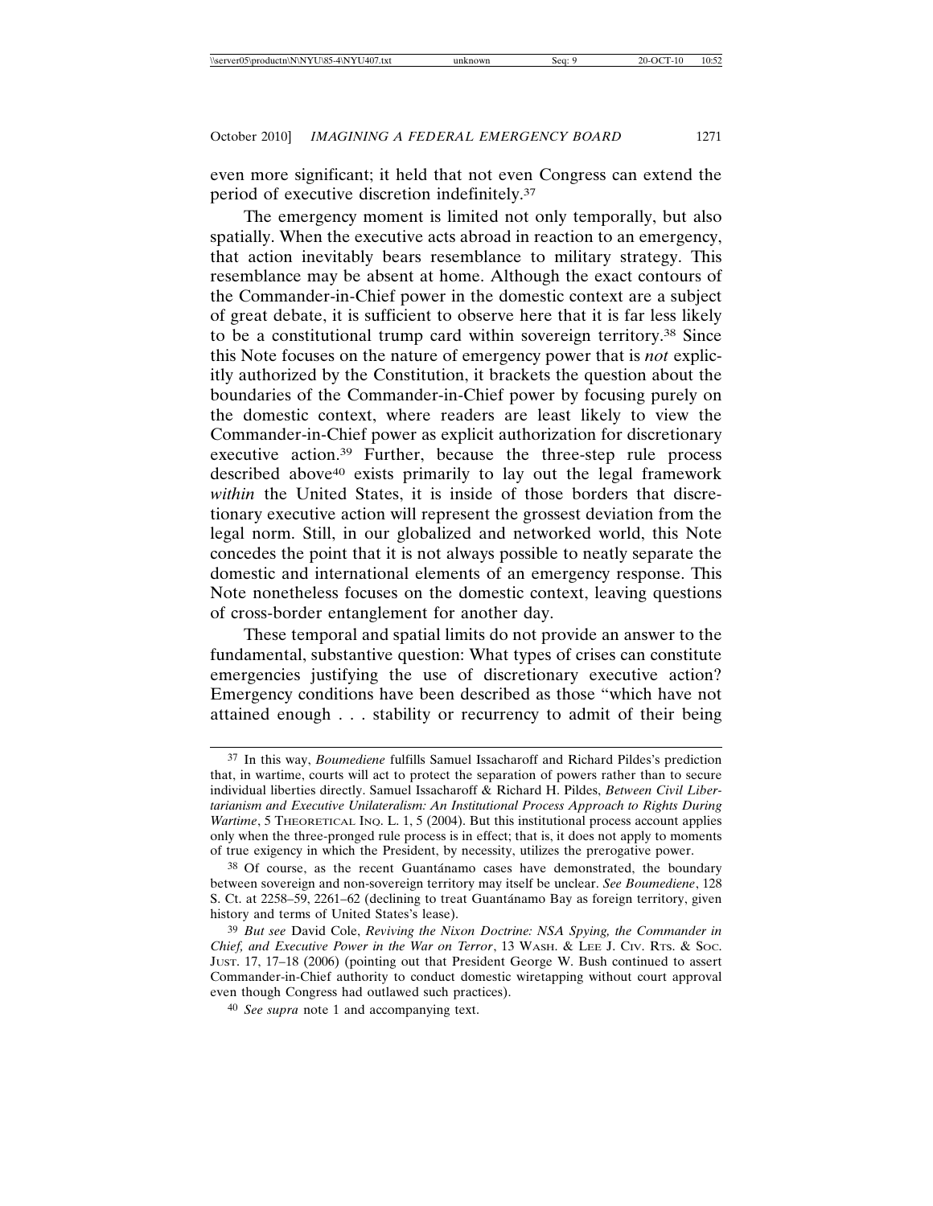even more significant; it held that not even Congress can extend the period of executive discretion indefinitely.[37]

The emergency moment is limited not only temporally, but also spatially. When the executive acts abroad in reaction to an emergency, that action inevitably bears resemblance to military strategy. This resemblance may be absent at home. Although the exact contours of the Commander-in-Chief power in the domestic context are a subject of great debate, it is sufficient to observe here that it is far less likely to be a constitutional trump card within sovereign territory.[38] Since this Note focuses on the nature of emergency power that is *not* explicitly authorized by the Constitution, it brackets the question about the boundaries of the Commander-in-Chief power by focusing purely on the domestic context, where readers are least likely to view the Commander-in-Chief power as explicit authorization for discretionary executive action.[39] Further, because the three-step rule process described above[40] exists primarily to lay out the legal framework *within* the United States, it is inside of those borders that discretionary executive action will represent the grossest deviation from the legal norm. Still, in our globalized and networked world, this Note concedes the point that it is not always possible to neatly separate the domestic and international elements of an emergency response. This Note nonetheless focuses on the domestic context, leaving questions of cross-border entanglement for another day.

These temporal and spatial limits do not provide an answer to the fundamental, substantive question: What types of crises can constitute emergencies justifying the use of discretionary executive action? Emergency conditions have been described as those "which have not attained enough . . . stability or recurrency to admit of their being

---

[37] In this way, *Boumediene* fulfills Samuel Issacharoff and Richard Pildes's prediction that, in wartime, courts will act to protect the separation of powers rather than to secure individual liberties directly. Samuel Issacharoff & Richard H. Pildes, *Between Civil Libertarianism and Executive Unilateralism: An Institutional Process Approach to Rights During Wartime*, 5 THEORETICAL INQ. L. 1, 5 (2004). But this institutional process account applies only when the three-pronged rule process is in effect; that is, it does not apply to moments of true exigency in which the President, by necessity, utilizes the prerogative power.

[38] Of course, as the recent Guantánamo cases have demonstrated, the boundary between sovereign and non-sovereign territory may itself be unclear. *See Boumediene*, 128 S. Ct. at 2258–59, 2261–62 (declining to treat Guantánamo Bay as foreign territory, given history and terms of United States's lease).

[39] *But see* David Cole, *Reviving the Nixon Doctrine: NSA Spying, the Commander in Chief, and Executive Power in the War on Terror*, 13 WASH. & LEE J. CIV. RTS. & SOC. JUST. 17, 17–18 (2006) (pointing out that President George W. Bush continued to assert Commander-in-Chief authority to conduct domestic wiretapping without court approval even though Congress had outlawed such practices).

[40] *See supra* note 1 and accompanying text.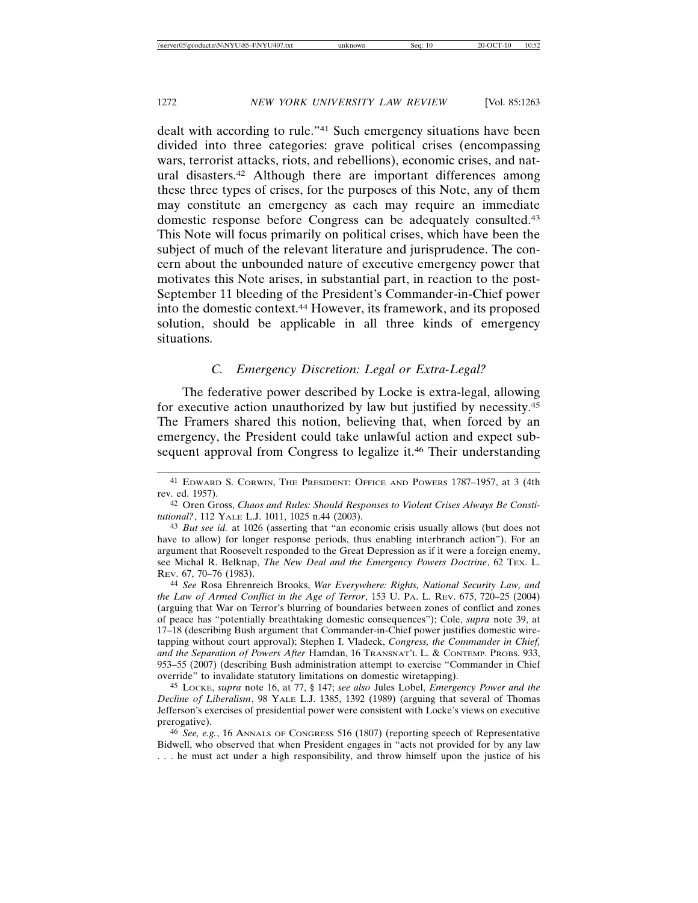dealt with according to rule."[41] Such emergency situations have been divided into three categories: grave political crises (encompassing wars, terrorist attacks, riots, and rebellions), economic crises, and natural disasters.[42] Although there are important differences among these three types of crises, for the purposes of this Note, any of them may constitute an emergency as each may require an immediate domestic response before Congress can be adequately consulted.[43] This Note will focus primarily on political crises, which have been the subject of much of the relevant literature and jurisprudence. The concern about the unbounded nature of executive emergency power that motivates this Note arises, in substantial part, in reaction to the post-September 11 bleeding of the President's Commander-in-Chief power into the domestic context.[44] However, its framework, and its proposed solution, should be applicable in all three kinds of emergency situations.

### *C. Emergency Discretion: Legal or Extra-Legal?*

The federative power described by Locke is extra-legal, allowing for executive action unauthorized by law but justified by necessity.[45] The Framers shared this notion, believing that, when forced by an emergency, the President could take unlawful action and expect subsequent approval from Congress to legalize it.[46] Their understanding

---

[41] Edward S. Corwin, The President: Office and Powers 1787–1957, at 3 (4th rev. ed. 1957).

[42] Oren Gross, *Chaos and Rules: Should Responses to Violent Crises Always Be Constitutional?*, 112 Yale L.J. 1011, 1025 n.44 (2003).

[43] *But see id.* at 1026 (asserting that "an economic crisis usually allows (but does not have to allow) for longer response periods, thus enabling interbranch action"). For an argument that Roosevelt responded to the Great Depression as if it were a foreign enemy, see Michal R. Belknap, *The New Deal and the Emergency Powers Doctrine*, 62 Tex. L. Rev. 67, 70–76 (1983).

[44] *See* Rosa Ehrenreich Brooks, *War Everywhere: Rights, National Security Law, and the Law of Armed Conflict in the Age of Terror*, 153 U. Pa. L. Rev. 675, 720–25 (2004) (arguing that War on Terror's blurring of boundaries between zones of conflict and zones of peace has "potentially breathtaking domestic consequences"); Cole, *supra* note 39, at 17–18 (describing Bush argument that Commander-in-Chief power justifies domestic wiretapping without court approval); Stephen I. Vladeck, *Congress, the Commander in Chief, and the Separation of Powers After* Hamdan, 16 Transnat'l L. & Contemp. Probs. 933, 953–55 (2007) (describing Bush administration attempt to exercise "Commander in Chief override" to invalidate statutory limitations on domestic wiretapping).

[45] Locke, *supra* note 16, at 77, § 147; *see also* Jules Lobel, *Emergency Power and the Decline of Liberalism*, 98 Yale L.J. 1385, 1392 (1989) (arguing that several of Thomas Jefferson's exercises of presidential power were consistent with Locke's views on executive prerogative).

[46] *See, e.g.*, 16 Annals of Congress 516 (1807) (reporting speech of Representative Bidwell, who observed that when President engages in "acts not provided for by any law . . . he must act under a high responsibility, and throw himself upon the justice of his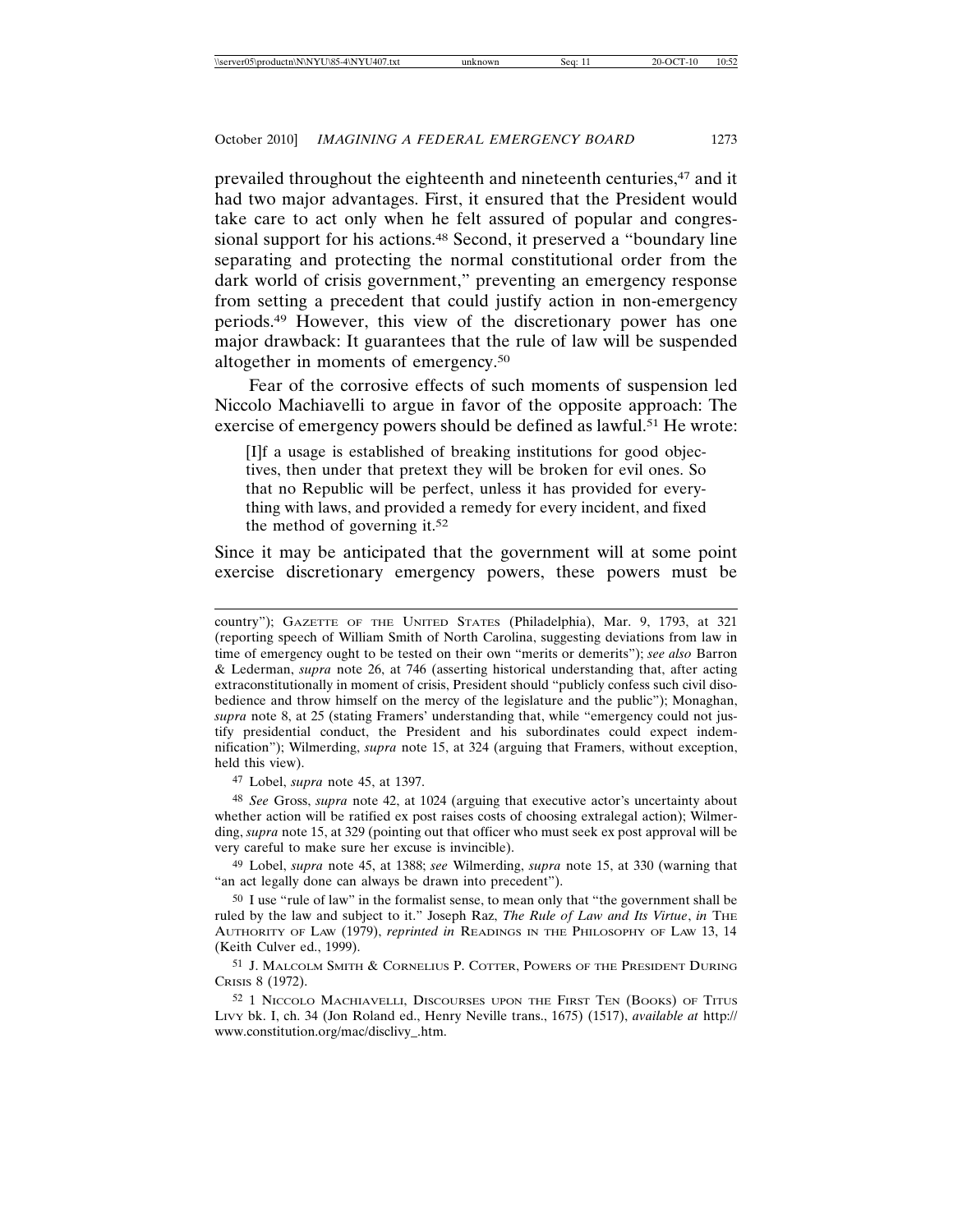prevailed throughout the eighteenth and nineteenth centuries,[47] and it had two major advantages. First, it ensured that the President would take care to act only when he felt assured of popular and congressional support for his actions.[48] Second, it preserved a "boundary line separating and protecting the normal constitutional order from the dark world of crisis government," preventing an emergency response from setting a precedent that could justify action in non-emergency periods.[49] However, this view of the discretionary power has one major drawback: It guarantees that the rule of law will be suspended altogether in moments of emergency.[50]

Fear of the corrosive effects of such moments of suspension led Niccolo Machiavelli to argue in favor of the opposite approach: The exercise of emergency powers should be defined as lawful.[51] He wrote:

> [I]f a usage is established of breaking institutions for good objectives, then under that pretext they will be broken for evil ones. So that no Republic will be perfect, unless it has provided for everything with laws, and provided a remedy for every incident, and fixed the method of governing it.[52]

Since it may be anticipated that the government will at some point exercise discretionary emergency powers, these powers must be

---

country"); GAZETTE OF THE UNITED STATES (Philadelphia), Mar. 9, 1793, at 321 (reporting speech of William Smith of North Carolina, suggesting deviations from law in time of emergency ought to be tested on their own "merits or demerits"); *see also* Barron & Lederman, *supra* note 26, at 746 (asserting historical understanding that, after acting extraconstitutionally in moment of crisis, President should "publicly confess such civil disobedience and throw himself on the mercy of the legislature and the public"); Monaghan, *supra* note 8, at 25 (stating Framers' understanding that, while "emergency could not justify presidential conduct, the President and his subordinates could expect indemnification"); Wilmerding, *supra* note 15, at 324 (arguing that Framers, without exception, held this view).

[47] Lobel, *supra* note 45, at 1397.

[48] *See* Gross, *supra* note 42, at 1024 (arguing that executive actor's uncertainty about whether action will be ratified ex post raises costs of choosing extralegal action); Wilmerding, *supra* note 15, at 329 (pointing out that officer who must seek ex post approval will be very careful to make sure her excuse is invincible).

[49] Lobel, *supra* note 45, at 1388; *see* Wilmerding, *supra* note 15, at 330 (warning that "an act legally done can always be drawn into precedent").

[50] I use "rule of law" in the formalist sense, to mean only that "the government shall be ruled by the law and subject to it." Joseph Raz, *The Rule of Law and Its Virtue*, *in* THE AUTHORITY OF LAW (1979), *reprinted in* READINGS IN THE PHILOSOPHY OF LAW 13, 14 (Keith Culver ed., 1999).

[51] J. MALCOLM SMITH & CORNELIUS P. COTTER, POWERS OF THE PRESIDENT DURING CRISIS 8 (1972).

[52] 1 NICCOLO MACHIAVELLI, DISCOURSES UPON THE FIRST TEN (BOOKS) OF TITUS LIVY bk. I, ch. 34 (Jon Roland ed., Henry Neville trans., 1675) (1517), *available at* http://www.constitution.org/mac/disclivy_.htm.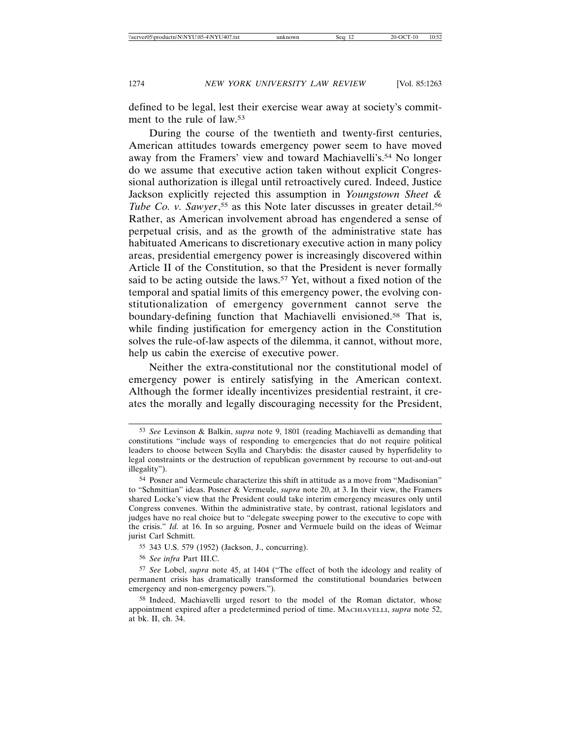defined to be legal, lest their exercise wear away at society's commitment to the rule of law.[53]

During the course of the twentieth and twenty-first centuries, American attitudes towards emergency power seem to have moved away from the Framers' view and toward Machiavelli's.[54] No longer do we assume that executive action taken without explicit Congressional authorization is illegal until retroactively cured. Indeed, Justice Jackson explicitly rejected this assumption in *Youngstown Sheet & Tube Co. v. Sawyer*,[55] as this Note later discusses in greater detail.[56] Rather, as American involvement abroad has engendered a sense of perpetual crisis, and as the growth of the administrative state has habituated Americans to discretionary executive action in many policy areas, presidential emergency power is increasingly discovered within Article II of the Constitution, so that the President is never formally said to be acting outside the laws.[57] Yet, without a fixed notion of the temporal and spatial limits of this emergency power, the evolving constitutionalization of emergency government cannot serve the boundary-defining function that Machiavelli envisioned.[58] That is, while finding justification for emergency action in the Constitution solves the rule-of-law aspects of the dilemma, it cannot, without more, help us cabin the exercise of executive power.

Neither the extra-constitutional nor the constitutional model of emergency power is entirely satisfying in the American context. Although the former ideally incentivizes presidential restraint, it creates the morally and legally discouraging necessity for the President,

---

[53] *See* Levinson & Balkin, *supra* note 9, 1801 (reading Machiavelli as demanding that constitutions "include ways of responding to emergencies that do not require political leaders to choose between Scylla and Charybdis: the disaster caused by hyperfidelity to legal constraints or the destruction of republican government by recourse to out-and-out illegality").

[54] Posner and Vermeule characterize this shift in attitude as a move from "Madisonian" to "Schmittian" ideas. Posner & Vermeule, *supra* note 20, at 3. In their view, the Framers shared Locke's view that the President could take interim emergency measures only until Congress convenes. Within the administrative state, by contrast, rational legislators and judges have no real choice but to "delegate sweeping power to the executive to cope with the crisis." *Id.* at 16. In so arguing, Posner and Vermuele build on the ideas of Weimar jurist Carl Schmitt.

[55] 343 U.S. 579 (1952) (Jackson, J., concurring).

[56] *See infra* Part III.C.

[57] *See* Lobel, *supra* note 45, at 1404 ("The effect of both the ideology and reality of permanent crisis has dramatically transformed the constitutional boundaries between emergency and non-emergency powers.").

[58] Indeed, Machiavelli urged resort to the model of the Roman dictator, whose appointment expired after a predetermined period of time. MACHIAVELLI, *supra* note 52, at bk. II, ch. 34.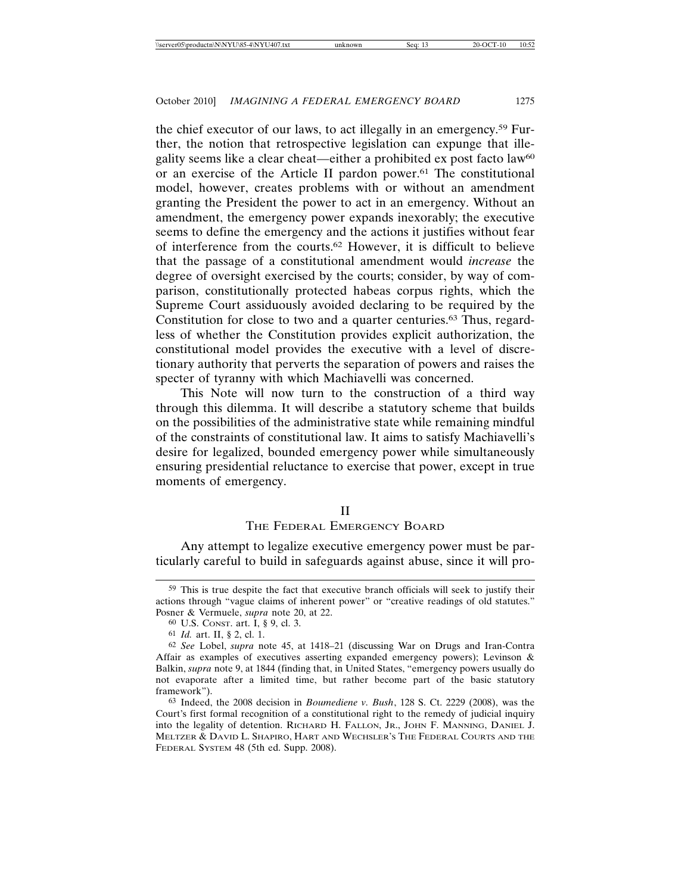the chief executor of our laws, to act illegally in an emergency.[59] Further, the notion that retrospective legislation can expunge that illegality seems like a clear cheat—either a prohibited ex post facto law[60] or an exercise of the Article II pardon power.[61] The constitutional model, however, creates problems with or without an amendment granting the President the power to act in an emergency. Without an amendment, the emergency power expands inexorably; the executive seems to define the emergency and the actions it justifies without fear of interference from the courts.[62] However, it is difficult to believe that the passage of a constitutional amendment would *increase* the degree of oversight exercised by the courts; consider, by way of comparison, constitutionally protected habeas corpus rights, which the Supreme Court assiduously avoided declaring to be required by the Constitution for close to two and a quarter centuries.[63] Thus, regardless of whether the Constitution provides explicit authorization, the constitutional model provides the executive with a level of discretionary authority that perverts the separation of powers and raises the specter of tyranny with which Machiavelli was concerned.

This Note will now turn to the construction of a third way through this dilemma. It will describe a statutory scheme that builds on the possibilities of the administrative state while remaining mindful of the constraints of constitutional law. It aims to satisfy Machiavelli's desire for legalized, bounded emergency power while simultaneously ensuring presidential reluctance to exercise that power, except in true moments of emergency.

## II
## The Federal Emergency Board

Any attempt to legalize executive emergency power must be particularly careful to build in safeguards against abuse, since it will pro-

---

[59] This is true despite the fact that executive branch officials will seek to justify their actions through "vague claims of inherent power" or "creative readings of old statutes." Posner & Vermuele, *supra* note 20, at 22.

[60] U.S. Const. art. I, § 9, cl. 3.

[61] *Id.* art. II, § 2, cl. 1.

[62] *See* Lobel, *supra* note 45, at 1418–21 (discussing War on Drugs and Iran-Contra Affair as examples of executives asserting expanded emergency powers); Levinson & Balkin, *supra* note 9, at 1844 (finding that, in United States, "emergency powers usually do not evaporate after a limited time, but rather become part of the basic statutory framework").

[63] Indeed, the 2008 decision in *Boumediene v. Bush*, 128 S. Ct. 2229 (2008), was the Court's first formal recognition of a constitutional right to the remedy of judicial inquiry into the legality of detention. Richard H. Fallon, Jr., John F. Manning, Daniel J. Meltzer & David L. Shapiro, Hart and Wechsler's The Federal Courts and the Federal System 48 (5th ed. Supp. 2008).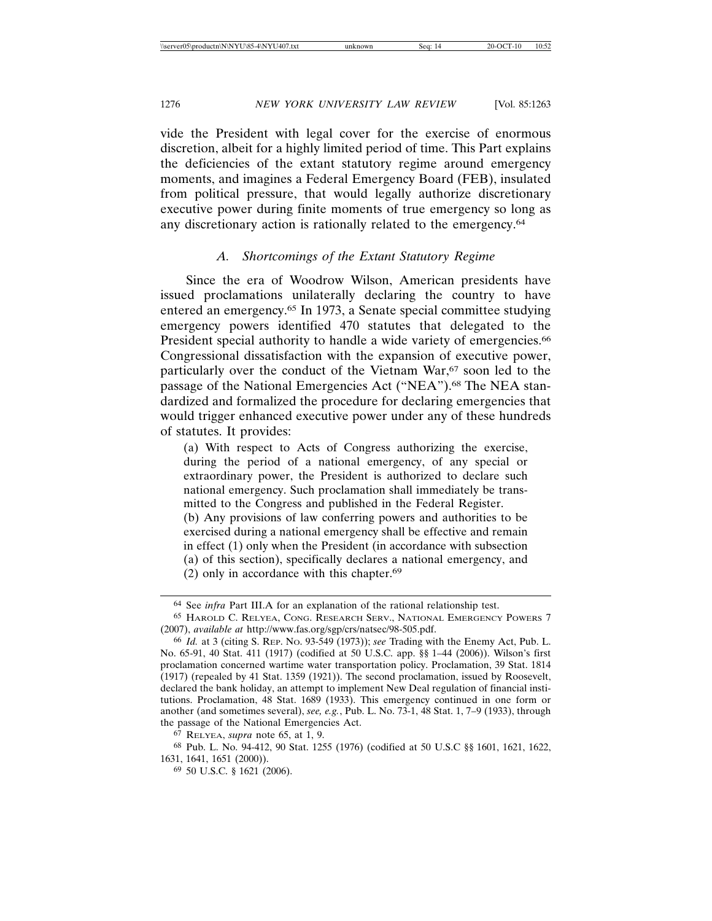vide the President with legal cover for the exercise of enormous discretion, albeit for a highly limited period of time. This Part explains the deficiencies of the extant statutory regime around emergency moments, and imagines a Federal Emergency Board (FEB), insulated from political pressure, that would legally authorize discretionary executive power during finite moments of true emergency so long as any discretionary action is rationally related to the emergency.[64]

### *A. Shortcomings of the Extant Statutory Regime*

Since the era of Woodrow Wilson, American presidents have issued proclamations unilaterally declaring the country to have entered an emergency.[65] In 1973, a Senate special committee studying emergency powers identified 470 statutes that delegated to the President special authority to handle a wide variety of emergencies.[66] Congressional dissatisfaction with the expansion of executive power, particularly over the conduct of the Vietnam War,[67] soon led to the passage of the National Emergencies Act ("NEA").[68] The NEA standardized and formalized the procedure for declaring emergencies that would trigger enhanced executive power under any of these hundreds of statutes. It provides:

> (a) With respect to Acts of Congress authorizing the exercise, during the period of a national emergency, of any special or extraordinary power, the President is authorized to declare such national emergency. Such proclamation shall immediately be transmitted to the Congress and published in the Federal Register.
> (b) Any provisions of law conferring powers and authorities to be exercised during a national emergency shall be effective and remain in effect (1) only when the President (in accordance with subsection (a) of this section), specifically declares a national emergency, and (2) only in accordance with this chapter.[69]

---

[64] See *infra* Part III.A for an explanation of the rational relationship test.

[65] Harold C. Relyea, Cong. Research Serv., National Emergency Powers 7 (2007), *available at* http://www.fas.org/sgp/crs/natsec/98-505.pdf.

[66] *Id.* at 3 (citing S. Rep. No. 93-549 (1973)); *see* Trading with the Enemy Act, Pub. L. No. 65-91, 40 Stat. 411 (1917) (codified at 50 U.S.C. app. §§ 1–44 (2006)). Wilson's first proclamation concerned wartime water transportation policy. Proclamation, 39 Stat. 1814 (1917) (repealed by 41 Stat. 1359 (1921)). The second proclamation, issued by Roosevelt, declared the bank holiday, an attempt to implement New Deal regulation of financial institutions. Proclamation, 48 Stat. 1689 (1933). This emergency continued in one form or another (and sometimes several), *see, e.g.*, Pub. L. No. 73-1, 48 Stat. 1, 7–9 (1933), through the passage of the National Emergencies Act.

[67] Relyea, *supra* note 65, at 1, 9.

[68] Pub. L. No. 94-412, 90 Stat. 1255 (1976) (codified at 50 U.S.C §§ 1601, 1621, 1622, 1631, 1641, 1651 (2000)).

[69] 50 U.S.C. § 1621 (2006).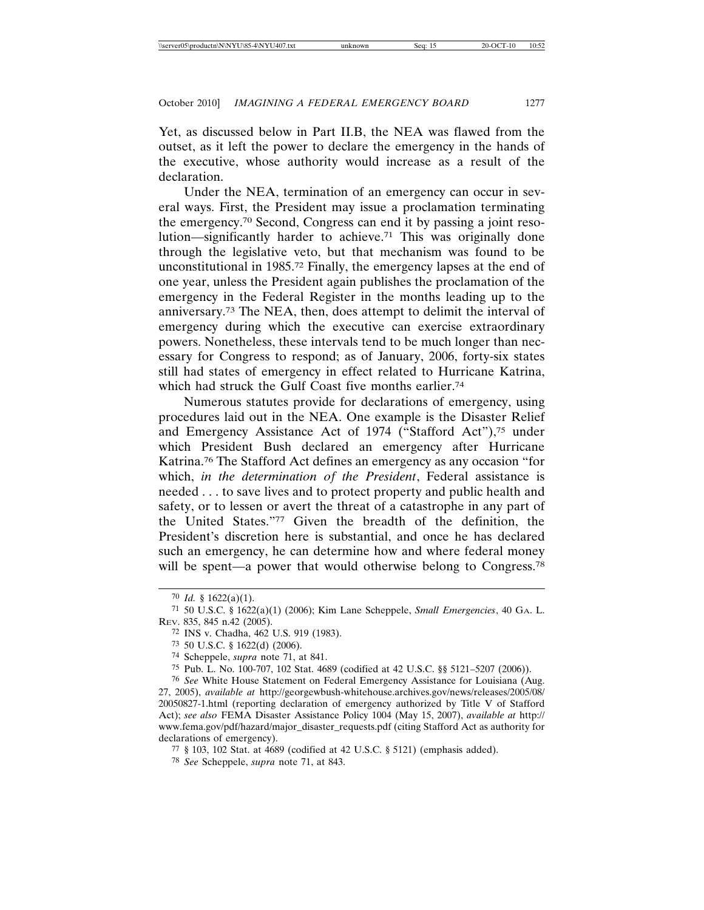Yet, as discussed below in Part II.B, the NEA was flawed from the outset, as it left the power to declare the emergency in the hands of the executive, whose authority would increase as a result of the declaration.

Under the NEA, termination of an emergency can occur in several ways. First, the President may issue a proclamation terminating the emergency.[70] Second, Congress can end it by passing a joint resolution—significantly harder to achieve.[71] This was originally done through the legislative veto, but that mechanism was found to be unconstitutional in 1985.[72] Finally, the emergency lapses at the end of one year, unless the President again publishes the proclamation of the emergency in the Federal Register in the months leading up to the anniversary.[73] The NEA, then, does attempt to delimit the interval of emergency during which the executive can exercise extraordinary powers. Nonetheless, these intervals tend to be much longer than necessary for Congress to respond; as of January, 2006, forty-six states still had states of emergency in effect related to Hurricane Katrina, which had struck the Gulf Coast five months earlier.[74]

Numerous statutes provide for declarations of emergency, using procedures laid out in the NEA. One example is the Disaster Relief and Emergency Assistance Act of 1974 ("Stafford Act"),[75] under which President Bush declared an emergency after Hurricane Katrina.[76] The Stafford Act defines an emergency as any occasion "for which, *in the determination of the President*, Federal assistance is needed . . . to save lives and to protect property and public health and safety, or to lessen or avert the threat of a catastrophe in any part of the United States."[77] Given the breadth of the definition, the President's discretion here is substantial, and once he has declared such an emergency, he can determine how and where federal money will be spent—a power that would otherwise belong to Congress.[78]

---

[70] *Id.* § 1622(a)(1).

[71] 50 U.S.C. § 1622(a)(1) (2006); Kim Lane Scheppele, *Small Emergencies*, 40 GA. L. REV. 835, 845 n.42 (2005).

[72] INS v. Chadha, 462 U.S. 919 (1983).

[73] 50 U.S.C. § 1622(d) (2006).

[74] Scheppele, *supra* note 71, at 841.

[75] Pub. L. No. 100-707, 102 Stat. 4689 (codified at 42 U.S.C. §§ 5121–5207 (2006)).

[76] *See* White House Statement on Federal Emergency Assistance for Louisiana (Aug. 27, 2005), *available at* http://georgewbush-whitehouse.archives.gov/news/releases/2005/08/20050827-1.html (reporting declaration of emergency authorized by Title V of Stafford Act); *see also* FEMA Disaster Assistance Policy 1004 (May 15, 2007), *available at* http://www.fema.gov/pdf/hazard/major_disaster_requests.pdf (citing Stafford Act as authority for declarations of emergency).

[77] § 103, 102 Stat. at 4689 (codified at 42 U.S.C. § 5121) (emphasis added).

[78] *See* Scheppele, *supra* note 71, at 843.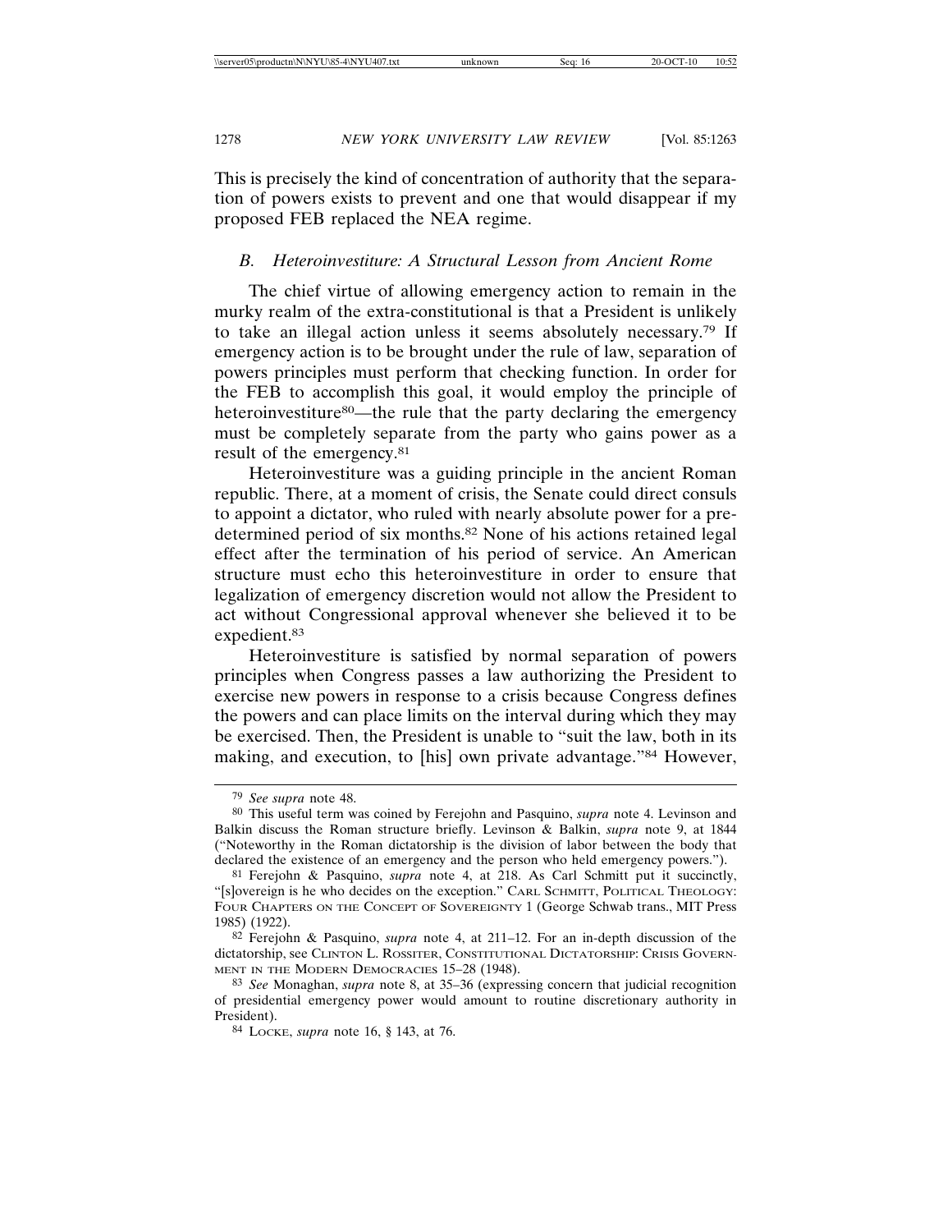This is precisely the kind of concentration of authority that the separation of powers exists to prevent and one that would disappear if my proposed FEB replaced the NEA regime.

### *B. Heteroinvestiture: A Structural Lesson from Ancient Rome*

The chief virtue of allowing emergency action to remain in the murky realm of the extra-constitutional is that a President is unlikely to take an illegal action unless it seems absolutely necessary.[79] If emergency action is to be brought under the rule of law, separation of powers principles must perform that checking function. In order for the FEB to accomplish this goal, it would employ the principle of heteroinvestiture[80]—the rule that the party declaring the emergency must be completely separate from the party who gains power as a result of the emergency.[81]

Heteroinvestiture was a guiding principle in the ancient Roman republic. There, at a moment of crisis, the Senate could direct consuls to appoint a dictator, who ruled with nearly absolute power for a predetermined period of six months.[82] None of his actions retained legal effect after the termination of his period of service. An American structure must echo this heteroinvestiture in order to ensure that legalization of emergency discretion would not allow the President to act without Congressional approval whenever she believed it to be expedient.[83]

Heteroinvestiture is satisfied by normal separation of powers principles when Congress passes a law authorizing the President to exercise new powers in response to a crisis because Congress defines the powers and can place limits on the interval during which they may be exercised. Then, the President is unable to "suit the law, both in its making, and execution, to [his] own private advantage."[84] However,

---

[79] *See supra* note 48.

[80] This useful term was coined by Ferejohn and Pasquino, *supra* note 4. Levinson and Balkin discuss the Roman structure briefly. Levinson & Balkin, *supra* note 9, at 1844 ("Noteworthy in the Roman dictatorship is the division of labor between the body that declared the existence of an emergency and the person who held emergency powers.").

[81] Ferejohn & Pasquino, *supra* note 4, at 218. As Carl Schmitt put it succinctly, "[s]overeign is he who decides on the exception." CARL SCHMITT, POLITICAL THEOLOGY: FOUR CHAPTERS ON THE CONCEPT OF SOVEREIGNTY 1 (George Schwab trans., MIT Press 1985) (1922).

[82] Ferejohn & Pasquino, *supra* note 4, at 211–12. For an in-depth discussion of the dictatorship, see CLINTON L. ROSSITER, CONSTITUTIONAL DICTATORSHIP: CRISIS GOVERNMENT IN THE MODERN DEMOCRACIES 15–28 (1948).

[83] *See* Monaghan, *supra* note 8, at 35–36 (expressing concern that judicial recognition of presidential emergency power would amount to routine discretionary authority in President).

[84] LOCKE, *supra* note 16, § 143, at 76.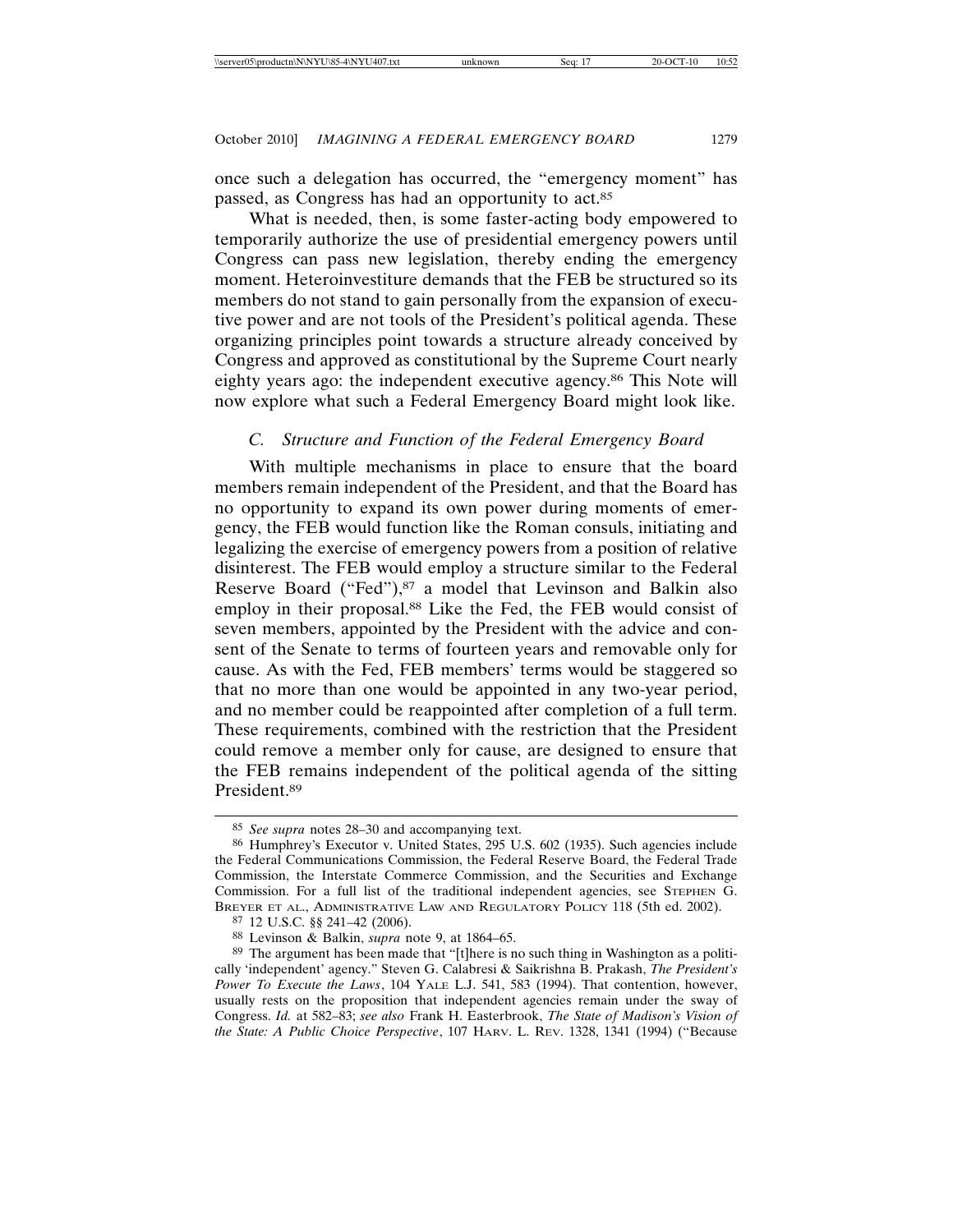once such a delegation has occurred, the "emergency moment" has passed, as Congress has had an opportunity to act.[85]

What is needed, then, is some faster-acting body empowered to temporarily authorize the use of presidential emergency powers until Congress can pass new legislation, thereby ending the emergency moment. Heteroinvestiture demands that the FEB be structured so its members do not stand to gain personally from the expansion of executive power and are not tools of the President's political agenda. These organizing principles point towards a structure already conceived by Congress and approved as constitutional by the Supreme Court nearly eighty years ago: the independent executive agency.[86] This Note will now explore what such a Federal Emergency Board might look like.

### *C. Structure and Function of the Federal Emergency Board*

With multiple mechanisms in place to ensure that the board members remain independent of the President, and that the Board has no opportunity to expand its own power during moments of emergency, the FEB would function like the Roman consuls, initiating and legalizing the exercise of emergency powers from a position of relative disinterest. The FEB would employ a structure similar to the Federal Reserve Board ("Fed"),[87] a model that Levinson and Balkin also employ in their proposal.[88] Like the Fed, the FEB would consist of seven members, appointed by the President with the advice and consent of the Senate to terms of fourteen years and removable only for cause. As with the Fed, FEB members' terms would be staggered so that no more than one would be appointed in any two-year period, and no member could be reappointed after completion of a full term. These requirements, combined with the restriction that the President could remove a member only for cause, are designed to ensure that the FEB remains independent of the political agenda of the sitting President.[89]

---

[85] *See supra* notes 28–30 and accompanying text.

[86] Humphrey's Executor v. United States, 295 U.S. 602 (1935). Such agencies include the Federal Communications Commission, the Federal Reserve Board, the Federal Trade Commission, the Interstate Commerce Commission, and the Securities and Exchange Commission. For a full list of the traditional independent agencies, see STEPHEN G. BREYER ET AL., ADMINISTRATIVE LAW AND REGULATORY POLICY 118 (5th ed. 2002).

[87] 12 U.S.C. §§ 241–42 (2006).

[88] Levinson & Balkin, *supra* note 9, at 1864–65.

[89] The argument has been made that "[t]here is no such thing in Washington as a politically 'independent' agency." Steven G. Calabresi & Saikrishna B. Prakash, *The President's Power To Execute the Laws*, 104 YALE L.J. 541, 583 (1994). That contention, however, usually rests on the proposition that independent agencies remain under the sway of Congress. *Id.* at 582–83; *see also* Frank H. Easterbrook, *The State of Madison's Vision of the State: A Public Choice Perspective*, 107 HARV. L. REV. 1328, 1341 (1994) ("Because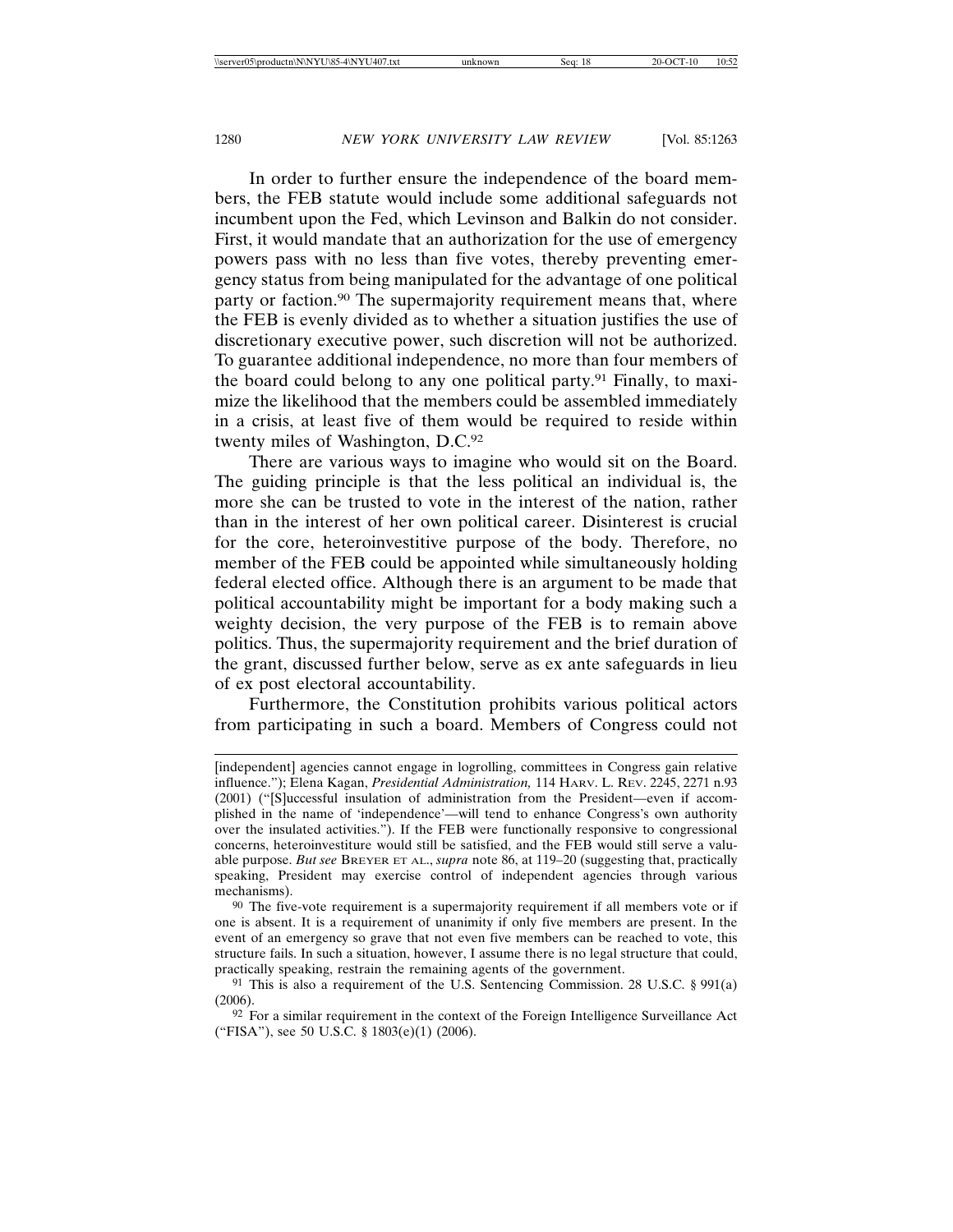In order to further ensure the independence of the board members, the FEB statute would include some additional safeguards not incumbent upon the Fed, which Levinson and Balkin do not consider. First, it would mandate that an authorization for the use of emergency powers pass with no less than five votes, thereby preventing emergency status from being manipulated for the advantage of one political party or faction.[90] The supermajority requirement means that, where the FEB is evenly divided as to whether a situation justifies the use of discretionary executive power, such discretion will not be authorized. To guarantee additional independence, no more than four members of the board could belong to any one political party.[91] Finally, to maximize the likelihood that the members could be assembled immediately in a crisis, at least five of them would be required to reside within twenty miles of Washington, D.C.[92]

There are various ways to imagine who would sit on the Board. The guiding principle is that the less political an individual is, the more she can be trusted to vote in the interest of the nation, rather than in the interest of her own political career. Disinterest is crucial for the core, heteroinvestitive purpose of the body. Therefore, no member of the FEB could be appointed while simultaneously holding federal elected office. Although there is an argument to be made that political accountability might be important for a body making such a weighty decision, the very purpose of the FEB is to remain above politics. Thus, the supermajority requirement and the brief duration of the grant, discussed further below, serve as ex ante safeguards in lieu of ex post electoral accountability.

Furthermore, the Constitution prohibits various political actors from participating in such a board. Members of Congress could not

---

[independent] agencies cannot engage in logrolling, committees in Congress gain relative influence."); Elena Kagan, *Presidential Administration,* 114 HARV. L. REV. 2245, 2271 n.93 (2001) ("[S]uccessful insulation of administration from the President—even if accomplished in the name of 'independence'—will tend to enhance Congress's own authority over the insulated activities."). If the FEB were functionally responsive to congressional concerns, heteroinvestiture would still be satisfied, and the FEB would still serve a valuable purpose. *But see* BREYER ET AL., *supra* note 86, at 119–20 (suggesting that, practically speaking, President may exercise control of independent agencies through various mechanisms).

[90] The five-vote requirement is a supermajority requirement if all members vote or if one is absent. It is a requirement of unanimity if only five members are present. In the event of an emergency so grave that not even five members can be reached to vote, this structure fails. In such a situation, however, I assume there is no legal structure that could, practically speaking, restrain the remaining agents of the government.

[91] This is also a requirement of the U.S. Sentencing Commission. 28 U.S.C. § 991(a) (2006).

[92] For a similar requirement in the context of the Foreign Intelligence Surveillance Act ("FISA"), see 50 U.S.C. § 1803(e)(1) (2006).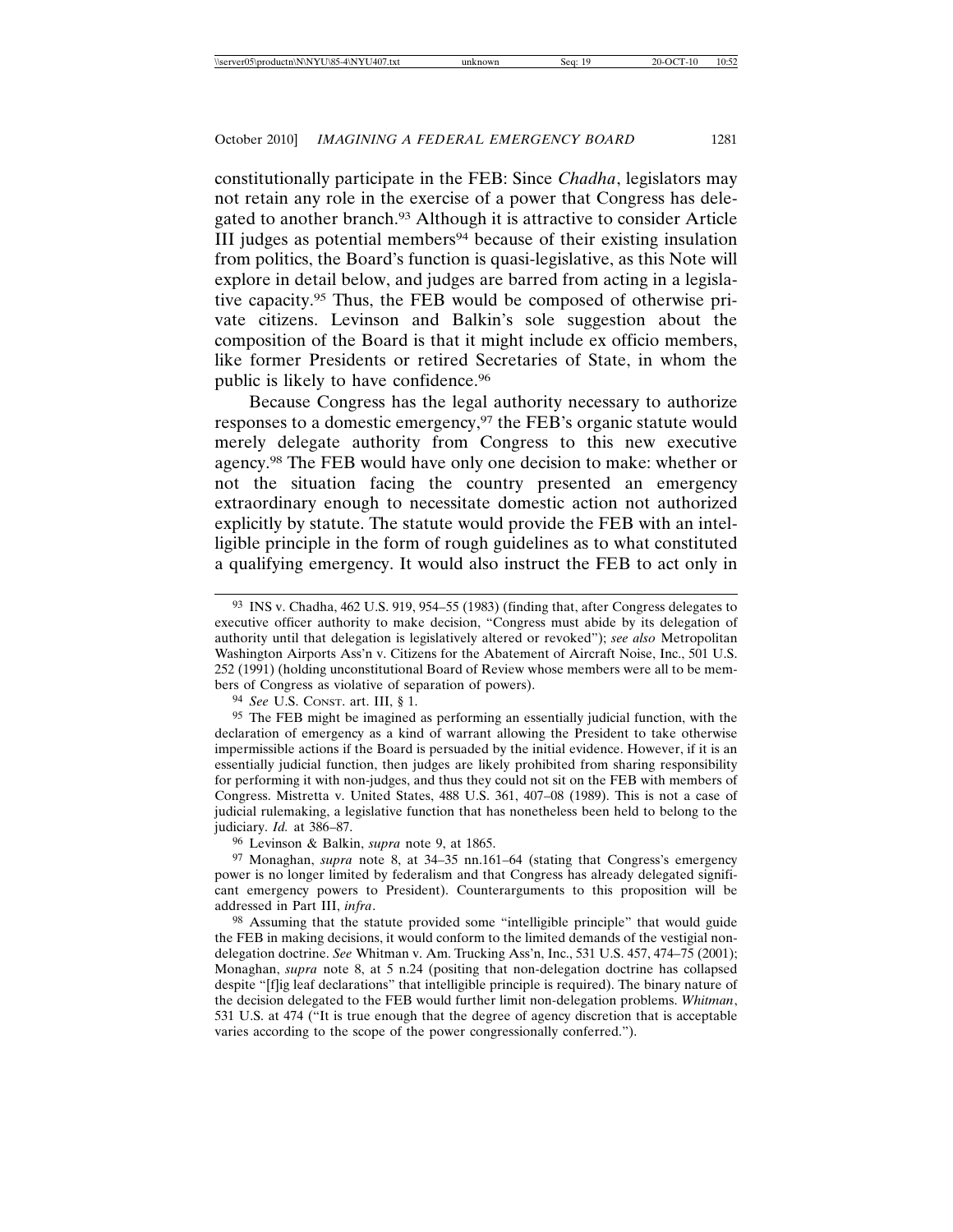constitutionally participate in the FEB: Since *Chadha*, legislators may not retain any role in the exercise of a power that Congress has delegated to another branch.[93] Although it is attractive to consider Article III judges as potential members[94] because of their existing insulation from politics, the Board's function is quasi-legislative, as this Note will explore in detail below, and judges are barred from acting in a legislative capacity.[95] Thus, the FEB would be composed of otherwise private citizens. Levinson and Balkin's sole suggestion about the composition of the Board is that it might include ex officio members, like former Presidents or retired Secretaries of State, in whom the public is likely to have confidence.[96]

Because Congress has the legal authority necessary to authorize responses to a domestic emergency,[97] the FEB's organic statute would merely delegate authority from Congress to this new executive agency.[98] The FEB would have only one decision to make: whether or not the situation facing the country presented an emergency extraordinary enough to necessitate domestic action not authorized explicitly by statute. The statute would provide the FEB with an intelligible principle in the form of rough guidelines as to what constituted a qualifying emergency. It would also instruct the FEB to act only in

---

[93] INS v. Chadha, 462 U.S. 919, 954–55 (1983) (finding that, after Congress delegates to executive officer authority to make decision, "Congress must abide by its delegation of authority until that delegation is legislatively altered or revoked"); *see also* Metropolitan Washington Airports Ass'n v. Citizens for the Abatement of Aircraft Noise, Inc., 501 U.S. 252 (1991) (holding unconstitutional Board of Review whose members were all to be members of Congress as violative of separation of powers).

[94] *See* U.S. CONST. art. III, § 1.

[95] The FEB might be imagined as performing an essentially judicial function, with the declaration of emergency as a kind of warrant allowing the President to take otherwise impermissible actions if the Board is persuaded by the initial evidence. However, if it is an essentially judicial function, then judges are likely prohibited from sharing responsibility for performing it with non-judges, and thus they could not sit on the FEB with members of Congress. Mistretta v. United States, 488 U.S. 361, 407–08 (1989). This is not a case of judicial rulemaking, a legislative function that has nonetheless been held to belong to the judiciary. *Id.* at 386–87.

[96] Levinson & Balkin, *supra* note 9, at 1865.

[97] Monaghan, *supra* note 8, at 34–35 nn.161–64 (stating that Congress's emergency power is no longer limited by federalism and that Congress has already delegated significant emergency powers to President). Counterarguments to this proposition will be addressed in Part III, *infra*.

[98] Assuming that the statute provided some "intelligible principle" that would guide the FEB in making decisions, it would conform to the limited demands of the vestigial nondelegation doctrine. *See* Whitman v. Am. Trucking Ass'n, Inc., 531 U.S. 457, 474–75 (2001); Monaghan, *supra* note 8, at 5 n.24 (positing that non-delegation doctrine has collapsed despite "[f]ig leaf declarations" that intelligible principle is required). The binary nature of the decision delegated to the FEB would further limit non-delegation problems. *Whitman*, 531 U.S. at 474 ("It is true enough that the degree of agency discretion that is acceptable varies according to the scope of the power congressionally conferred.").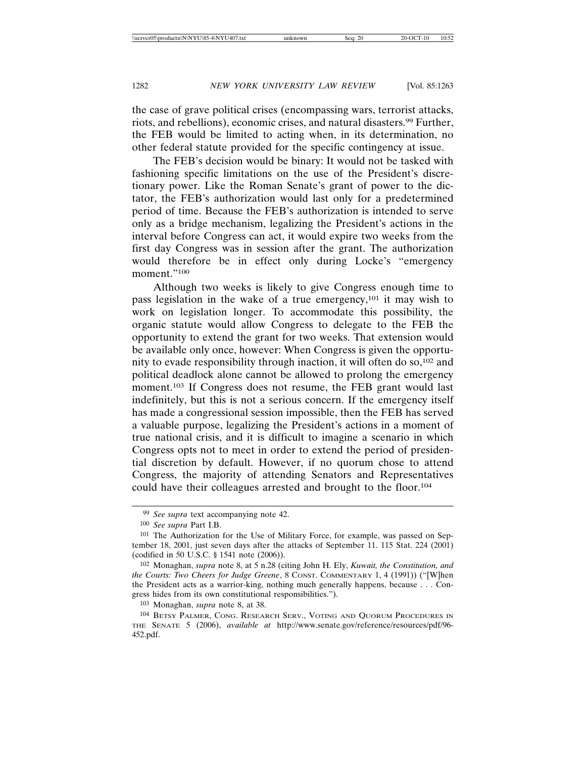the case of grave political crises (encompassing wars, terrorist attacks, riots, and rebellions), economic crises, and natural disasters.[99] Further, the FEB would be limited to acting when, in its determination, no other federal statute provided for the specific contingency at issue.

The FEB's decision would be binary: It would not be tasked with fashioning specific limitations on the use of the President's discretionary power. Like the Roman Senate's grant of power to the dictator, the FEB's authorization would last only for a predetermined period of time. Because the FEB's authorization is intended to serve only as a bridge mechanism, legalizing the President's actions in the interval before Congress can act, it would expire two weeks from the first day Congress was in session after the grant. The authorization would therefore be in effect only during Locke's "emergency moment."[100]

Although two weeks is likely to give Congress enough time to pass legislation in the wake of a true emergency,[101] it may wish to work on legislation longer. To accommodate this possibility, the organic statute would allow Congress to delegate to the FEB the opportunity to extend the grant for two weeks. That extension would be available only once, however: When Congress is given the opportunity to evade responsibility through inaction, it will often do so,[102] and political deadlock alone cannot be allowed to prolong the emergency moment.[103] If Congress does not resume, the FEB grant would last indefinitely, but this is not a serious concern. If the emergency itself has made a congressional session impossible, then the FEB has served a valuable purpose, legalizing the President's actions in a moment of true national crisis, and it is difficult to imagine a scenario in which Congress opts not to meet in order to extend the period of presidential discretion by default. However, if no quorum chose to attend Congress, the majority of attending Senators and Representatives could have their colleagues arrested and brought to the floor.[104]

---

[99] *See supra* text accompanying note 42.

[100] *See supra* Part I.B.

[101] The Authorization for the Use of Military Force, for example, was passed on September 18, 2001, just seven days after the attacks of September 11. 115 Stat. 224 (2001) (codified in 50 U.S.C. § 1541 note (2006)).

[102] Monaghan, *supra* note 8, at 5 n.28 (citing John H. Ely, *Kuwait, the Constitution, and the Courts: Two Cheers for Judge Greene*, 8 CONST. COMMENTARY 1, 4 (1991)) ("[W]hen the President acts as a warrior-king, nothing much generally happens, because . . . Congress hides from its own constitutional responsibilities.").

[103] Monaghan, *supra* note 8, at 38.

[104] BETSY PALMER, CONG. RESEARCH SERV., VOTING AND QUORUM PROCEDURES IN THE SENATE 5 (2006), *available at* http://www.senate.gov/reference/resources/pdf/96-452.pdf.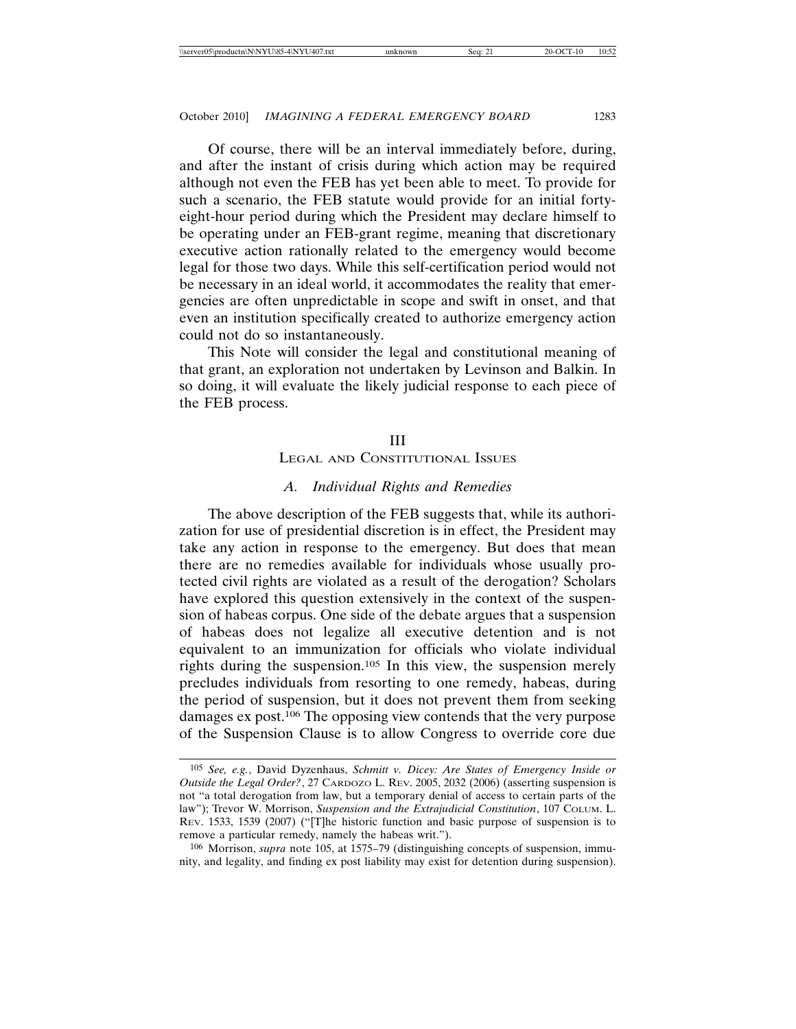Of course, there will be an interval immediately before, during, and after the instant of crisis during which action may be required although not even the FEB has yet been able to meet. To provide for such a scenario, the FEB statute would provide for an initial forty-eight-hour period during which the President may declare himself to be operating under an FEB-grant regime, meaning that discretionary executive action rationally related to the emergency would become legal for those two days. While this self-certification period would not be necessary in an ideal world, it accommodates the reality that emergencies are often unpredictable in scope and swift in onset, and that even an institution specifically created to authorize emergency action could not do so instantaneously.

This Note will consider the legal and constitutional meaning of that grant, an exploration not undertaken by Levinson and Balkin. In so doing, it will evaluate the likely judicial response to each piece of the FEB process.

## III
## Legal and Constitutional Issues

### *A. Individual Rights and Remedies*

The above description of the FEB suggests that, while its authorization for use of presidential discretion is in effect, the President may take any action in response to the emergency. But does that mean there are no remedies available for individuals whose usually protected civil rights are violated as a result of the derogation? Scholars have explored this question extensively in the context of the suspension of habeas corpus. One side of the debate argues that a suspension of habeas does not legalize all executive detention and is not equivalent to an immunization for officials who violate individual rights during the suspension.[105] In this view, the suspension merely precludes individuals from resorting to one remedy, habeas, during the period of suspension, but it does not prevent them from seeking damages ex post.[106] The opposing view contends that the very purpose of the Suspension Clause is to allow Congress to override core due

---

[105] *See, e.g.*, David Dyzenhaus, *Schmitt v. Dicey: Are States of Emergency Inside or Outside the Legal Order?*, 27 Cardozo L. Rev. 2005, 2032 (2006) (asserting suspension is not "a total derogation from law, but a temporary denial of access to certain parts of the law"); Trevor W. Morrison, *Suspension and the Extrajudicial Constitution*, 107 Colum. L. Rev. 1533, 1539 (2007) ("[T]he historic function and basic purpose of suspension is to remove a particular remedy, namely the habeas writ.").

[106] Morrison, *supra* note 105, at 1575–79 (distinguishing concepts of suspension, immunity, and legality, and finding ex post liability may exist for detention during suspension).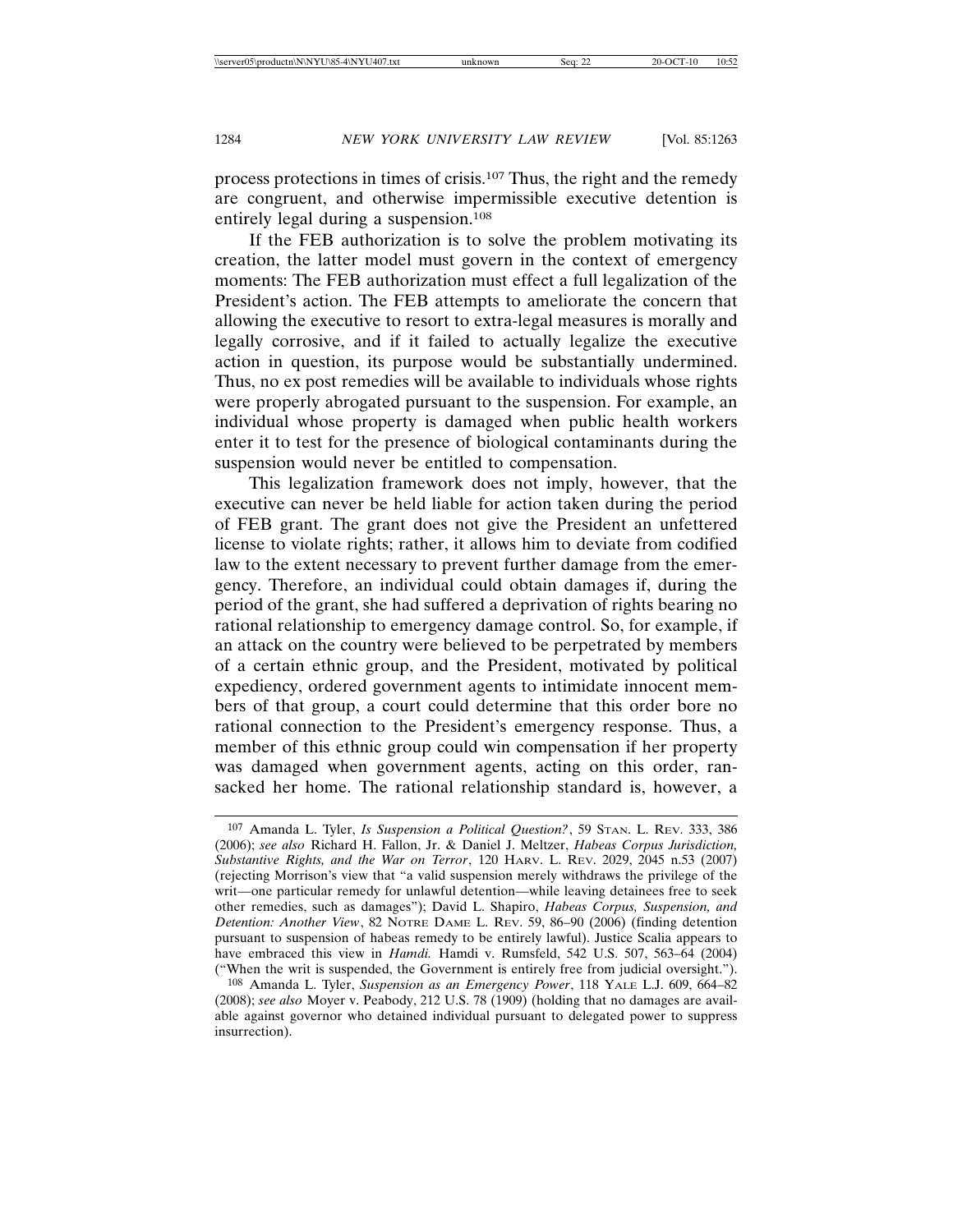process protections in times of crisis.[107] Thus, the right and the remedy are congruent, and otherwise impermissible executive detention is entirely legal during a suspension.[108]

If the FEB authorization is to solve the problem motivating its creation, the latter model must govern in the context of emergency moments: The FEB authorization must effect a full legalization of the President's action. The FEB attempts to ameliorate the concern that allowing the executive to resort to extra-legal measures is morally and legally corrosive, and if it failed to actually legalize the executive action in question, its purpose would be substantially undermined. Thus, no ex post remedies will be available to individuals whose rights were properly abrogated pursuant to the suspension. For example, an individual whose property is damaged when public health workers enter it to test for the presence of biological contaminants during the suspension would never be entitled to compensation.

This legalization framework does not imply, however, that the executive can never be held liable for action taken during the period of FEB grant. The grant does not give the President an unfettered license to violate rights; rather, it allows him to deviate from codified law to the extent necessary to prevent further damage from the emergency. Therefore, an individual could obtain damages if, during the period of the grant, she had suffered a deprivation of rights bearing no rational relationship to emergency damage control. So, for example, if an attack on the country were believed to be perpetrated by members of a certain ethnic group, and the President, motivated by political expediency, ordered government agents to intimidate innocent members of that group, a court could determine that this order bore no rational connection to the President's emergency response. Thus, a member of this ethnic group could win compensation if her property was damaged when government agents, acting on this order, ransacked her home. The rational relationship standard is, however, a

---

[107] Amanda L. Tyler, *Is Suspension a Political Question?*, 59 Stan. L. Rev. 333, 386 (2006); *see also* Richard H. Fallon, Jr. & Daniel J. Meltzer, *Habeas Corpus Jurisdiction, Substantive Rights, and the War on Terror*, 120 Harv. L. Rev. 2029, 2045 n.53 (2007) (rejecting Morrison's view that "a valid suspension merely withdraws the privilege of the writ—one particular remedy for unlawful detention—while leaving detainees free to seek other remedies, such as damages"); David L. Shapiro, *Habeas Corpus, Suspension, and Detention: Another View*, 82 Notre Dame L. Rev. 59, 86–90 (2006) (finding detention pursuant to suspension of habeas remedy to be entirely lawful). Justice Scalia appears to have embraced this view in *Hamdi.* Hamdi v. Rumsfeld, 542 U.S. 507, 563–64 (2004) ("When the writ is suspended, the Government is entirely free from judicial oversight.").

[108] Amanda L. Tyler, *Suspension as an Emergency Power*, 118 Yale L.J. 609, 664–82 (2008); *see also* Moyer v. Peabody, 212 U.S. 78 (1909) (holding that no damages are available against governor who detained individual pursuant to delegated power to suppress insurrection).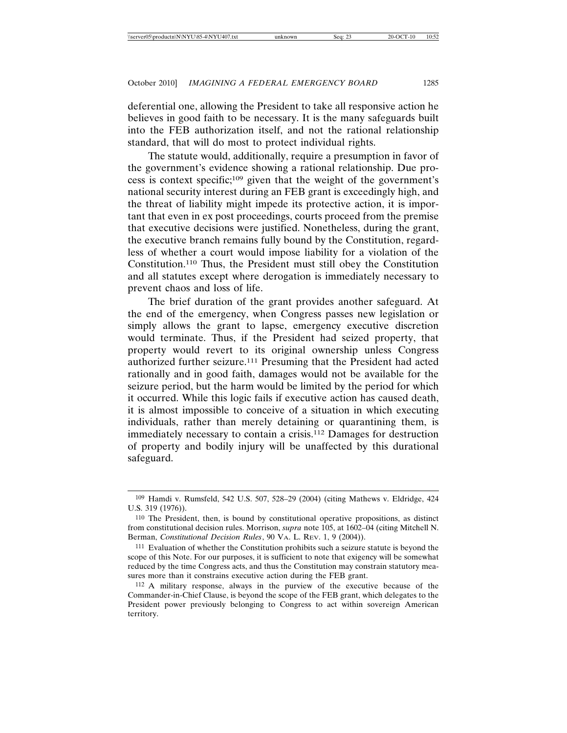deferential one, allowing the President to take all responsive action he believes in good faith to be necessary. It is the many safeguards built into the FEB authorization itself, and not the rational relationship standard, that will do most to protect individual rights.

The statute would, additionally, require a presumption in favor of the government's evidence showing a rational relationship. Due process is context specific;[109] given that the weight of the government's national security interest during an FEB grant is exceedingly high, and the threat of liability might impede its protective action, it is important that even in ex post proceedings, courts proceed from the premise that executive decisions were justified. Nonetheless, during the grant, the executive branch remains fully bound by the Constitution, regardless of whether a court would impose liability for a violation of the Constitution.[110] Thus, the President must still obey the Constitution and all statutes except where derogation is immediately necessary to prevent chaos and loss of life.

The brief duration of the grant provides another safeguard. At the end of the emergency, when Congress passes new legislation or simply allows the grant to lapse, emergency executive discretion would terminate. Thus, if the President had seized property, that property would revert to its original ownership unless Congress authorized further seizure.[111] Presuming that the President had acted rationally and in good faith, damages would not be available for the seizure period, but the harm would be limited by the period for which it occurred. While this logic fails if executive action has caused death, it is almost impossible to conceive of a situation in which executing individuals, rather than merely detaining or quarantining them, is immediately necessary to contain a crisis.[112] Damages for destruction of property and bodily injury will be unaffected by this durational safeguard.

---

[109] Hamdi v. Rumsfeld, 542 U.S. 507, 528–29 (2004) (citing Mathews v. Eldridge, 424 U.S. 319 (1976)).

[110] The President, then, is bound by constitutional operative propositions, as distinct from constitutional decision rules. Morrison, *supra* note 105, at 1602–04 (citing Mitchell N. Berman, *Constitutional Decision Rules*, 90 VA. L. REV. 1, 9 (2004)).

[111] Evaluation of whether the Constitution prohibits such a seizure statute is beyond the scope of this Note. For our purposes, it is sufficient to note that exigency will be somewhat reduced by the time Congress acts, and thus the Constitution may constrain statutory measures more than it constrains executive action during the FEB grant.

[112] A military response, always in the purview of the executive because of the Commander-in-Chief Clause, is beyond the scope of the FEB grant, which delegates to the President power previously belonging to Congress to act within sovereign American territory.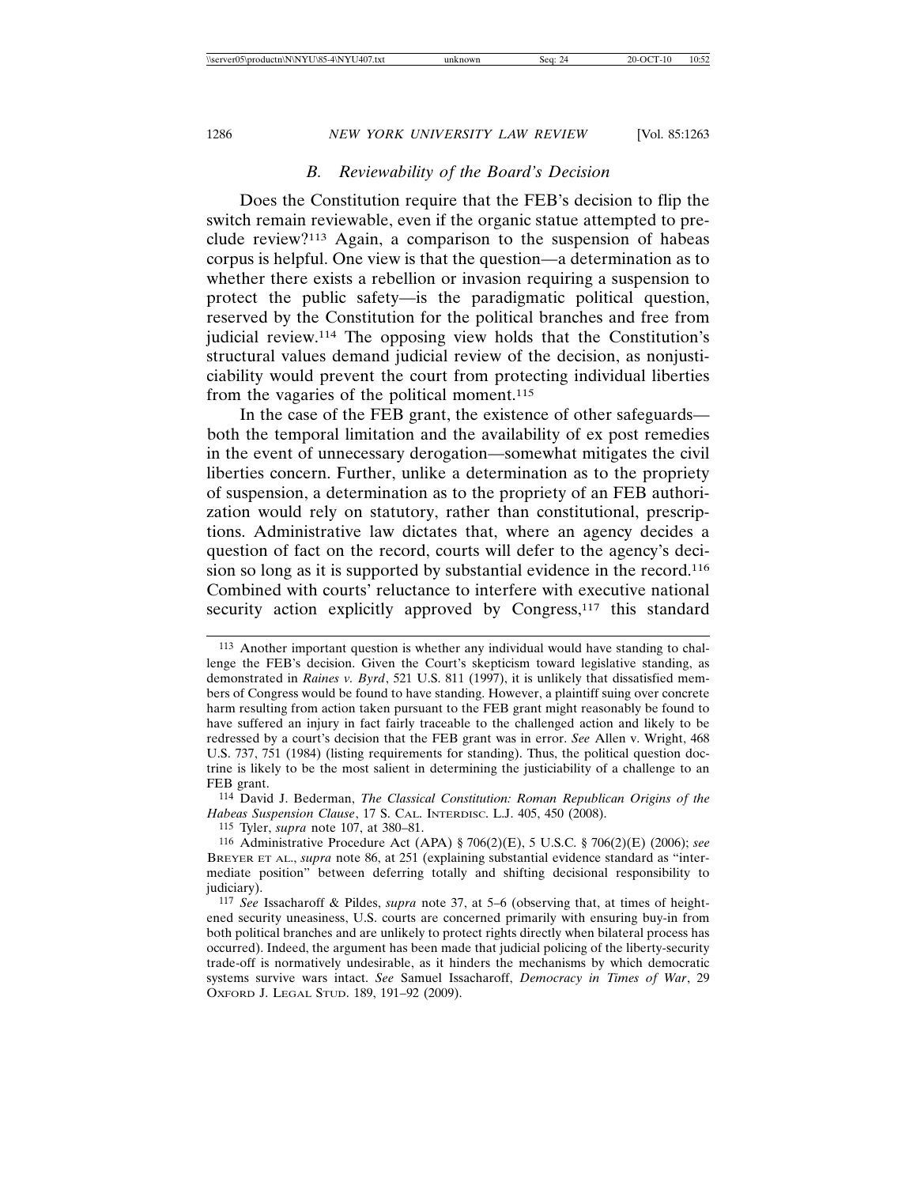### *B. Reviewability of the Board's Decision*

Does the Constitution require that the FEB's decision to flip the switch remain reviewable, even if the organic statue attempted to preclude review?[113] Again, a comparison to the suspension of habeas corpus is helpful. One view is that the question—a determination as to whether there exists a rebellion or invasion requiring a suspension to protect the public safety—is the paradigmatic political question, reserved by the Constitution for the political branches and free from judicial review.[114] The opposing view holds that the Constitution's structural values demand judicial review of the decision, as nonjusticiability would prevent the court from protecting individual liberties from the vagaries of the political moment.[115]

In the case of the FEB grant, the existence of other safeguards—both the temporal limitation and the availability of ex post remedies in the event of unnecessary derogation—somewhat mitigates the civil liberties concern. Further, unlike a determination as to the propriety of suspension, a determination as to the propriety of an FEB authorization would rely on statutory, rather than constitutional, prescriptions. Administrative law dictates that, where an agency decides a question of fact on the record, courts will defer to the agency's decision so long as it is supported by substantial evidence in the record.[116] Combined with courts' reluctance to interfere with executive national security action explicitly approved by Congress,[117] this standard

---

[113] Another important question is whether any individual would have standing to challenge the FEB's decision. Given the Court's skepticism toward legislative standing, as demonstrated in *Raines v. Byrd*, 521 U.S. 811 (1997), it is unlikely that dissatisfied members of Congress would be found to have standing. However, a plaintiff suing over concrete harm resulting from action taken pursuant to the FEB grant might reasonably be found to have suffered an injury in fact fairly traceable to the challenged action and likely to be redressed by a court's decision that the FEB grant was in error. *See* Allen v. Wright, 468 U.S. 737, 751 (1984) (listing requirements for standing). Thus, the political question doctrine is likely to be the most salient in determining the justiciability of a challenge to an FEB grant.

[114] David J. Bederman, *The Classical Constitution: Roman Republican Origins of the Habeas Suspension Clause*, 17 S. CAL. INTERDISC. L.J. 405, 450 (2008).

[115] Tyler, *supra* note 107, at 380–81.

[116] Administrative Procedure Act (APA) § 706(2)(E), 5 U.S.C. § 706(2)(E) (2006); *see* BREYER ET AL., *supra* note 86, at 251 (explaining substantial evidence standard as "intermediate position" between deferring totally and shifting decisional responsibility to judiciary).

[117] *See* Issacharoff & Pildes, *supra* note 37, at 5–6 (observing that, at times of heightened security uneasiness, U.S. courts are concerned primarily with ensuring buy-in from both political branches and are unlikely to protect rights directly when bilateral process has occurred). Indeed, the argument has been made that judicial policing of the liberty-security trade-off is normatively undesirable, as it hinders the mechanisms by which democratic systems survive wars intact. *See* Samuel Issacharoff, *Democracy in Times of War*, 29 OXFORD J. LEGAL STUD. 189, 191–92 (2009).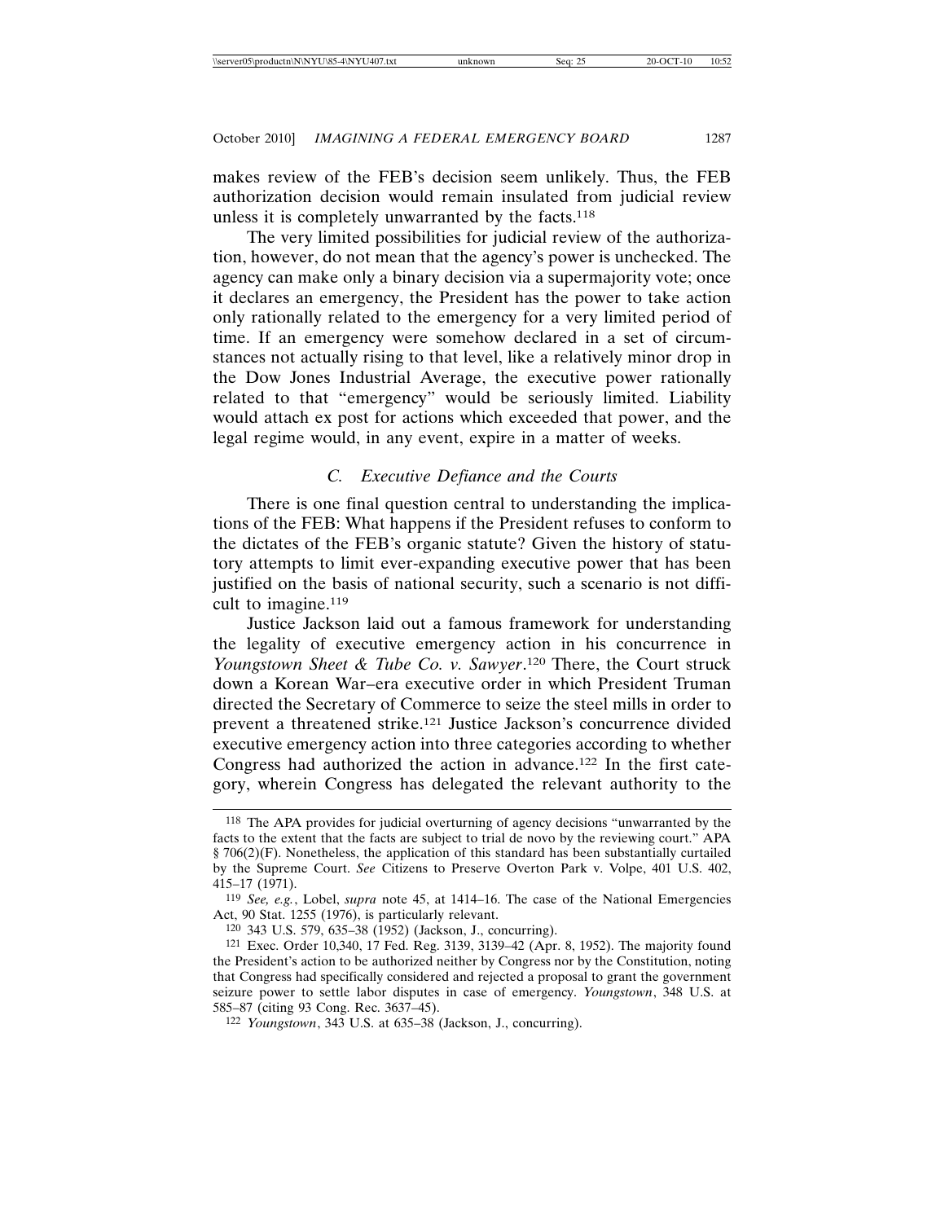makes review of the FEB's decision seem unlikely. Thus, the FEB authorization decision would remain insulated from judicial review unless it is completely unwarranted by the facts.[118]

The very limited possibilities for judicial review of the authorization, however, do not mean that the agency's power is unchecked. The agency can make only a binary decision via a supermajority vote; once it declares an emergency, the President has the power to take action only rationally related to the emergency for a very limited period of time. If an emergency were somehow declared in a set of circumstances not actually rising to that level, like a relatively minor drop in the Dow Jones Industrial Average, the executive power rationally related to that "emergency" would be seriously limited. Liability would attach ex post for actions which exceeded that power, and the legal regime would, in any event, expire in a matter of weeks.

### *C. Executive Defiance and the Courts*

There is one final question central to understanding the implications of the FEB: What happens if the President refuses to conform to the dictates of the FEB's organic statute? Given the history of statutory attempts to limit ever-expanding executive power that has been justified on the basis of national security, such a scenario is not difficult to imagine.[119]

Justice Jackson laid out a famous framework for understanding the legality of executive emergency action in his concurrence in *Youngstown Sheet & Tube Co. v. Sawyer*.[120] There, the Court struck down a Korean War–era executive order in which President Truman directed the Secretary of Commerce to seize the steel mills in order to prevent a threatened strike.[121] Justice Jackson's concurrence divided executive emergency action into three categories according to whether Congress had authorized the action in advance.[122] In the first category, wherein Congress has delegated the relevant authority to the

---

118 The APA provides for judicial overturning of agency decisions "unwarranted by the facts to the extent that the facts are subject to trial de novo by the reviewing court." APA § 706(2)(F). Nonetheless, the application of this standard has been substantially curtailed by the Supreme Court. *See* Citizens to Preserve Overton Park v. Volpe, 401 U.S. 402, 415–17 (1971).

119 *See, e.g.*, Lobel, *supra* note 45, at 1414–16. The case of the National Emergencies Act, 90 Stat. 1255 (1976), is particularly relevant.

120 343 U.S. 579, 635–38 (1952) (Jackson, J., concurring).

121 Exec. Order 10,340, 17 Fed. Reg. 3139, 3139–42 (Apr. 8, 1952). The majority found the President's action to be authorized neither by Congress nor by the Constitution, noting that Congress had specifically considered and rejected a proposal to grant the government seizure power to settle labor disputes in case of emergency. *Youngstown*, 348 U.S. at 585–87 (citing 93 Cong. Rec. 3637–45).

122 *Youngstown*, 343 U.S. at 635–38 (Jackson, J., concurring).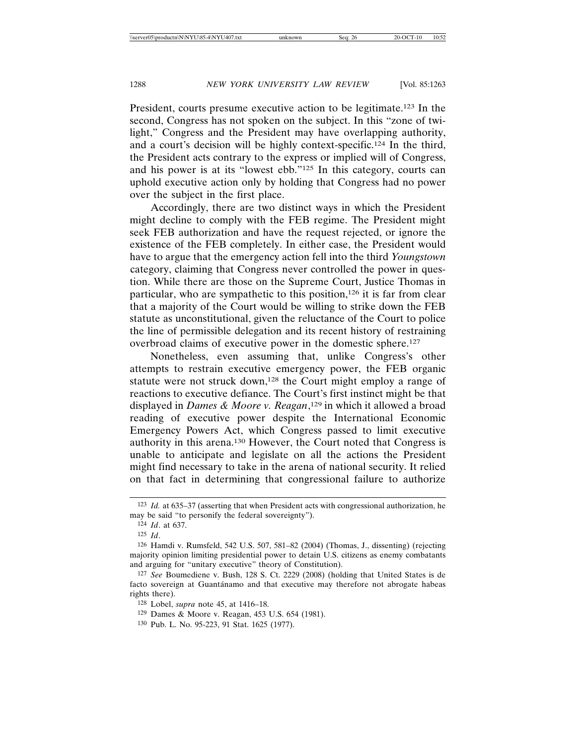President, courts presume executive action to be legitimate.[123] In the second, Congress has not spoken on the subject. In this "zone of twilight," Congress and the President may have overlapping authority, and a court's decision will be highly context-specific.[124] In the third, the President acts contrary to the express or implied will of Congress, and his power is at its "lowest ebb."[125] In this category, courts can uphold executive action only by holding that Congress had no power over the subject in the first place.

Accordingly, there are two distinct ways in which the President might decline to comply with the FEB regime. The President might seek FEB authorization and have the request rejected, or ignore the existence of the FEB completely. In either case, the President would have to argue that the emergency action fell into the third *Youngstown* category, claiming that Congress never controlled the power in question. While there are those on the Supreme Court, Justice Thomas in particular, who are sympathetic to this position,[126] it is far from clear that a majority of the Court would be willing to strike down the FEB statute as unconstitutional, given the reluctance of the Court to police the line of permissible delegation and its recent history of restraining overbroad claims of executive power in the domestic sphere.[127]

Nonetheless, even assuming that, unlike Congress's other attempts to restrain executive emergency power, the FEB organic statute were not struck down,[128] the Court might employ a range of reactions to executive defiance. The Court's first instinct might be that displayed in *Dames & Moore v. Reagan*,[129] in which it allowed a broad reading of executive power despite the International Economic Emergency Powers Act, which Congress passed to limit executive authority in this arena.[130] However, the Court noted that Congress is unable to anticipate and legislate on all the actions the President might find necessary to take in the arena of national security. It relied on that fact in determining that congressional failure to authorize

---

[123] *Id.* at 635–37 (asserting that when President acts with congressional authorization, he may be said "to personify the federal sovereignty").

[124] *Id*. at 637.

[125] *Id*.

[126] Hamdi v. Rumsfeld, 542 U.S. 507, 581–82 (2004) (Thomas, J., dissenting) (rejecting majority opinion limiting presidential power to detain U.S. citizens as enemy combatants and arguing for "unitary executive" theory of Constitution).

[127] *See* Boumediene v. Bush, 128 S. Ct. 2229 (2008) (holding that United States is de facto sovereign at Guantánamo and that executive may therefore not abrogate habeas rights there).

[128] Lobel, *supra* note 45, at 1416–18.

[129] Dames & Moore v. Reagan, 453 U.S. 654 (1981).

[130] Pub. L. No. 95-223, 91 Stat. 1625 (1977).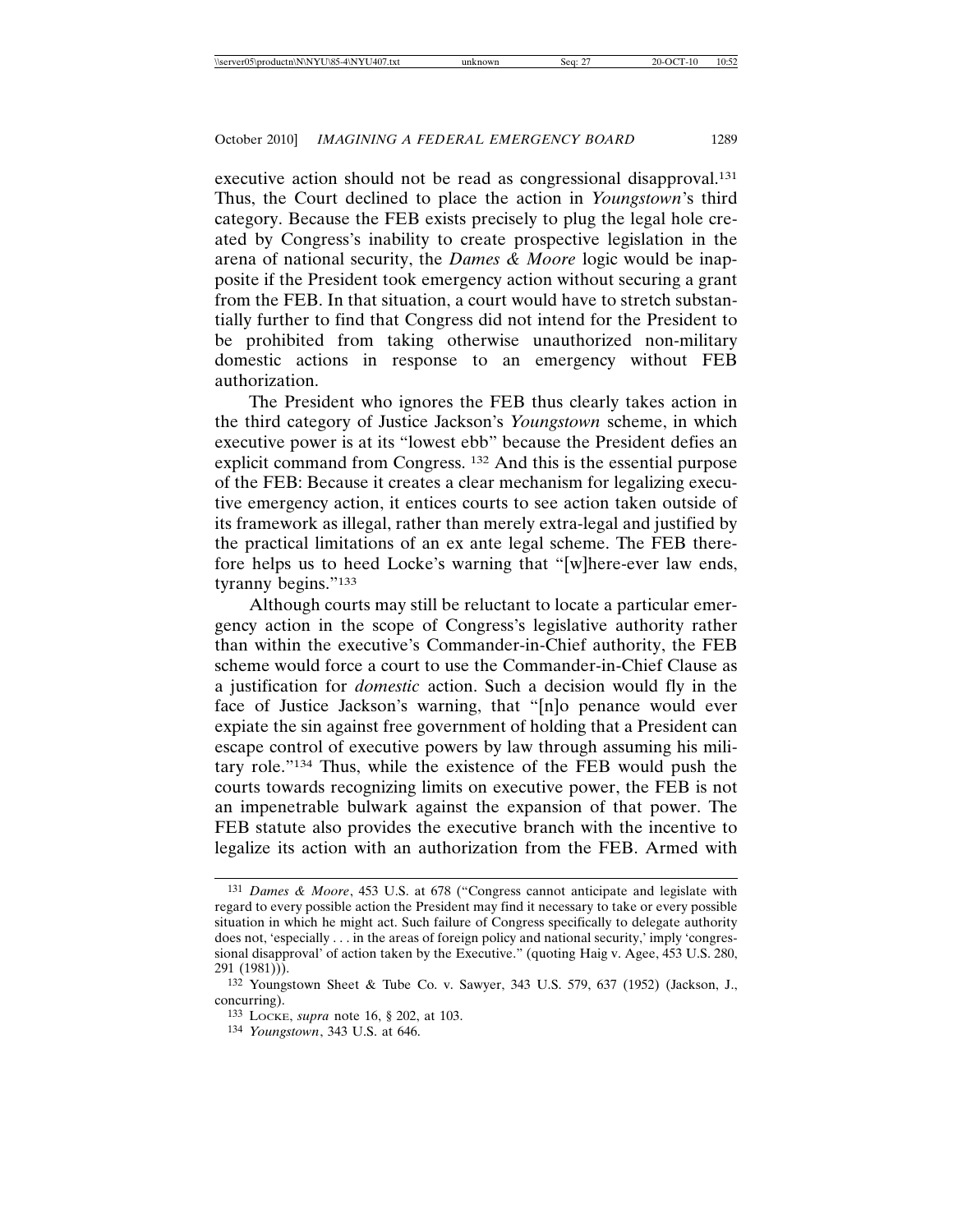executive action should not be read as congressional disapproval.[131] Thus, the Court declined to place the action in *Youngstown*'s third category. Because the FEB exists precisely to plug the legal hole created by Congress's inability to create prospective legislation in the arena of national security, the *Dames & Moore* logic would be inapposite if the President took emergency action without securing a grant from the FEB. In that situation, a court would have to stretch substantially further to find that Congress did not intend for the President to be prohibited from taking otherwise unauthorized non-military domestic actions in response to an emergency without FEB authorization.

The President who ignores the FEB thus clearly takes action in the third category of Justice Jackson's *Youngstown* scheme, in which executive power is at its "lowest ebb" because the President defies an explicit command from Congress. [132] And this is the essential purpose of the FEB: Because it creates a clear mechanism for legalizing executive emergency action, it entices courts to see action taken outside of its framework as illegal, rather than merely extra-legal and justified by the practical limitations of an ex ante legal scheme. The FEB therefore helps us to heed Locke's warning that "[w]here-ever law ends, tyranny begins."[133]

Although courts may still be reluctant to locate a particular emergency action in the scope of Congress's legislative authority rather than within the executive's Commander-in-Chief authority, the FEB scheme would force a court to use the Commander-in-Chief Clause as a justification for *domestic* action. Such a decision would fly in the face of Justice Jackson's warning, that "[n]o penance would ever expiate the sin against free government of holding that a President can escape control of executive powers by law through assuming his military role."[134] Thus, while the existence of the FEB would push the courts towards recognizing limits on executive power, the FEB is not an impenetrable bulwark against the expansion of that power. The FEB statute also provides the executive branch with the incentive to legalize its action with an authorization from the FEB. Armed with

---

[131] *Dames & Moore*, 453 U.S. at 678 ("Congress cannot anticipate and legislate with regard to every possible action the President may find it necessary to take or every possible situation in which he might act. Such failure of Congress specifically to delegate authority does not, 'especially . . . in the areas of foreign policy and national security,' imply 'congressional disapproval' of action taken by the Executive." (quoting Haig v. Agee, 453 U.S. 280, 291 (1981))).

[132] Youngstown Sheet & Tube Co. v. Sawyer, 343 U.S. 579, 637 (1952) (Jackson, J., concurring).

[133] LOCKE, *supra* note 16, § 202, at 103.

[134] *Youngstown*, 343 U.S. at 646.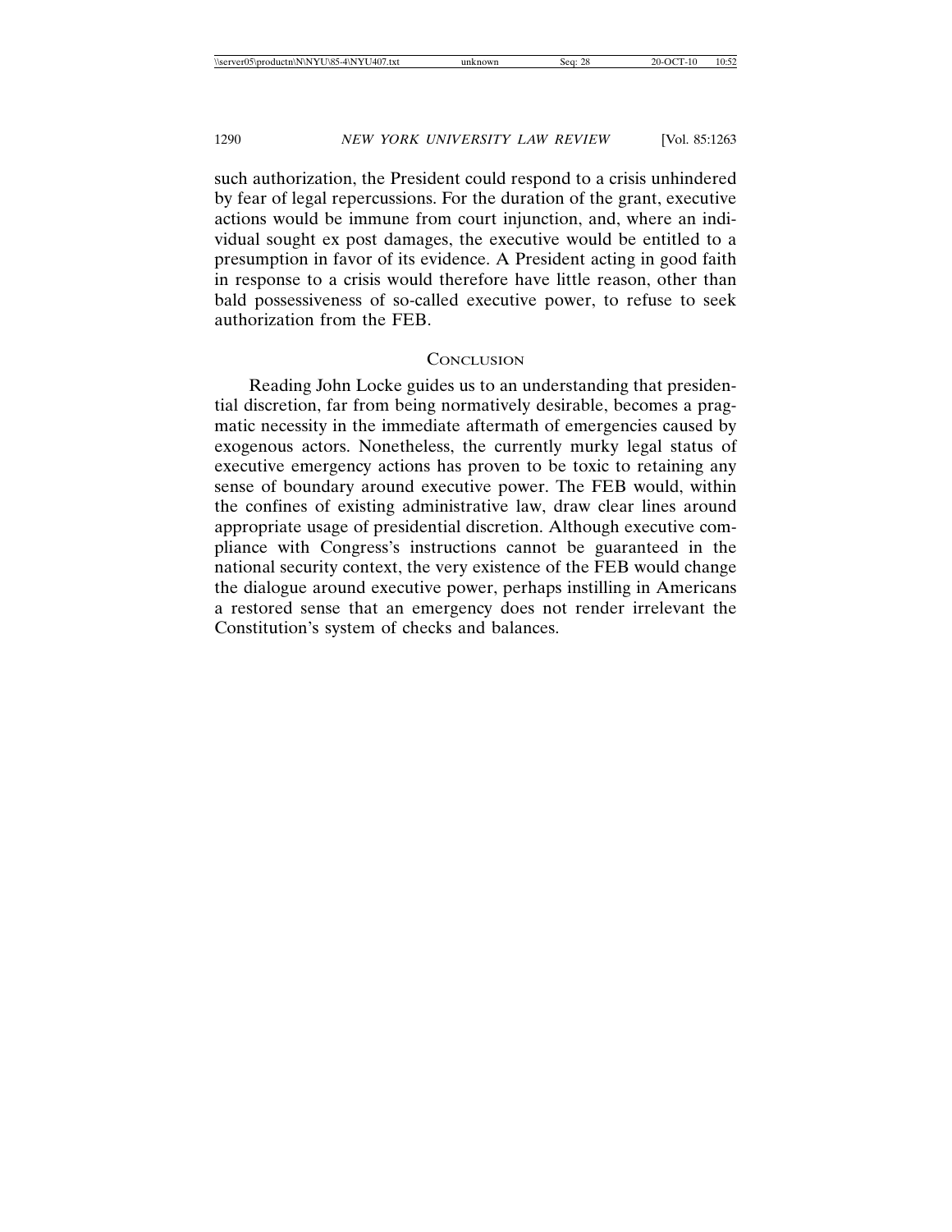such authorization, the President could respond to a crisis unhindered by fear of legal repercussions. For the duration of the grant, executive actions would be immune from court injunction, and, where an individual sought ex post damages, the executive would be entitled to a presumption in favor of its evidence. A President acting in good faith in response to a crisis would therefore have little reason, other than bald possessiveness of so-called executive power, to refuse to seek authorization from the FEB.

## Conclusion

Reading John Locke guides us to an understanding that presidential discretion, far from being normatively desirable, becomes a pragmatic necessity in the immediate aftermath of emergencies caused by exogenous actors. Nonetheless, the currently murky legal status of executive emergency actions has proven to be toxic to retaining any sense of boundary around executive power. The FEB would, within the confines of existing administrative law, draw clear lines around appropriate usage of presidential discretion. Although executive compliance with Congress's instructions cannot be guaranteed in the national security context, the very existence of the FEB would change the dialogue around executive power, perhaps instilling in Americans a restored sense that an emergency does not render irrelevant the Constitution's system of checks and balances.